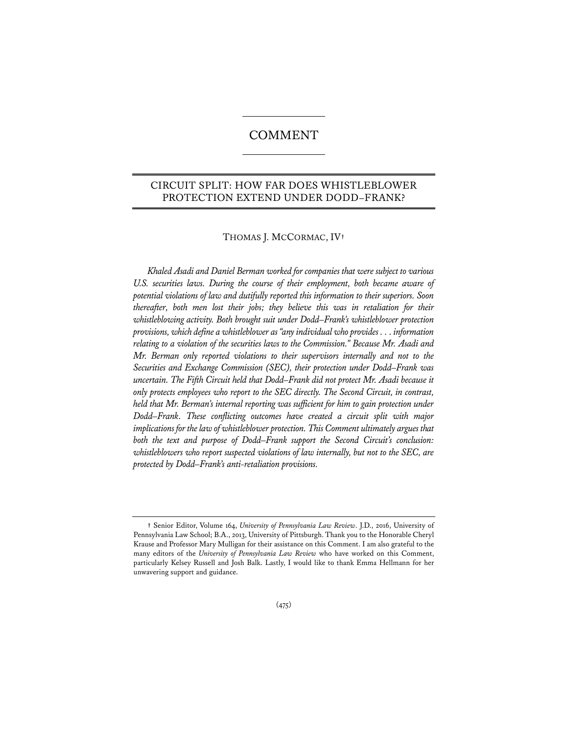# COMMENT

## CIRCUIT SPLIT: HOW FAR DOES WHISTLEBLOWER PROTECTION EXTEND UNDER DODD–FRANK?

THOMAS J. MCCORMAC, IV†

*Khaled Asadi and Daniel Berman worked for companies that were subject to various U.S. securities laws. During the course of their employment, both became aware of potential violations of law and dutifully reported this information to their superiors. Soon thereafter, both men lost their jobs; they believe this was in retaliation for their whistleblowing activity. Both brought suit under Dodd–Frank's whistleblower protection provisions, which define a whistleblower as "any individual who provides . . . information relating to a violation of the securities laws to the Commission." Because Mr. Asadi and Mr. Berman only reported violations to their supervisors internally and not to the Securities and Exchange Commission (SEC), their protection under Dodd–Frank was uncertain. The Fifth Circuit held that Dodd–Frank did not protect Mr. Asadi because it only protects employees who report to the SEC directly. The Second Circuit, in contrast, held that Mr. Berman's internal reporting was sufficient for him to gain protection under Dodd–Frank. These conflicting outcomes have created a circuit split with major implications for the law of whistleblower protection. This Comment ultimately argues that both the text and purpose of Dodd–Frank support the Second Circuit's conclusion: whistleblowers who report suspected violations of law internally, but not to the SEC, are protected by Dodd–Frank's anti-retaliation provisions.*

† Senior Editor, Volume 164, *University of Pennsylvania Law Review*. J.D., 2016, University of Pennsylvania Law School; B.A., 2013, University of Pittsburgh. Thank you to the Honorable Cheryl Krause and Professor Mary Mulligan for their assistance on this Comment. I am also grateful to the many editors of the *University of Pennsylvania Law Review* who have worked on this Comment, particularly Kelsey Russell and Josh Balk. Lastly, I would like to thank Emma Hellmann for her unwavering support and guidance.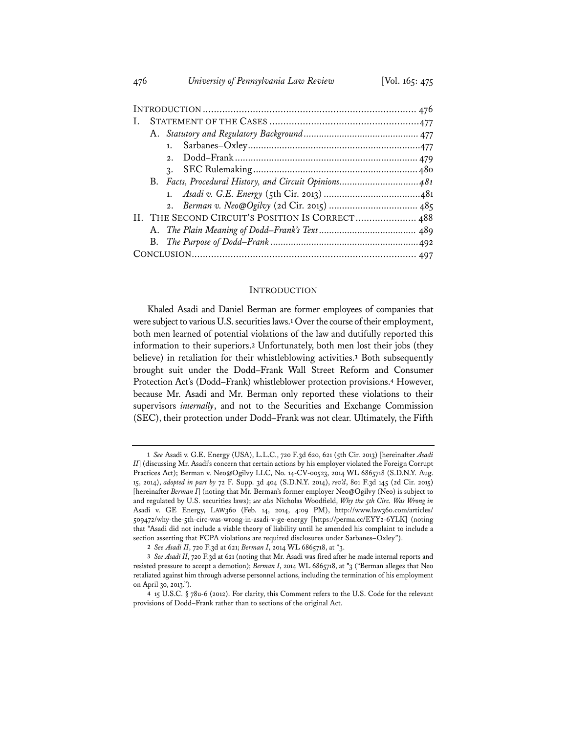| | |
|---|---|
| INTRODUCTION | 476 |
| I. STATEMENT OF THE CASES | 477 |
| A. *Statutory and Regulatory Background* | 477 |
| 1. Sarbanes–Oxley | 477 |
| 2. Dodd–Frank | 479 |
| 3. SEC Rulemaking | 480 |
| B. *Facts, Procedural History, and Circuit Opinions* | *481* |
| 1. *Asadi v. G.E. Energy* (5th Cir. 2013) | 481 |
| 2. *Berman v. Neo@Ogilvy* (2d Cir. 2015) | 485 |
| II. THE SECOND CIRCUIT'S POSITION IS CORRECT | 488 |
| A. *The Plain Meaning of Dodd–Frank's Text* | 489 |
| B. *The Purpose of Dodd–Frank* | 492 |
| CONCLUSION | 497 |

## INTRODUCTION

Khaled Asadi and Daniel Berman are former employees of companies that were subject to various U.S. securities laws.[1] Over the course of their employment, both men learned of potential violations of the law and dutifully reported this information to their superiors.[2] Unfortunately, both men lost their jobs (they believe) in retaliation for their whistleblowing activities.[3] Both subsequently brought suit under the Dodd–Frank Wall Street Reform and Consumer Protection Act's (Dodd–Frank) whistleblower protection provisions.[4] However, because Mr. Asadi and Mr. Berman only reported these violations to their supervisors *internally*, and not to the Securities and Exchange Commission (SEC), their protection under Dodd–Frank was not clear. Ultimately, the Fifth

---

1 *See* Asadi v. G.E. Energy (USA), L.L.C., 720 F.3d 620, 621 (5th Cir. 2013) [hereinafter *Asadi II*] (discussing Mr. Asadi's concern that certain actions by his employer violated the Foreign Corrupt Practices Act); Berman v. Neo@Ogilvy LLC, No. 14-CV-00523, 2014 WL 6865718 (S.D.N.Y. Aug. 15, 2014), *adopted in part by* 72 F. Supp. 3d 404 (S.D.N.Y. 2014), *rev'd*, 801 F.3d 145 (2d Cir. 2015) [hereinafter *Berman I*] (noting that Mr. Berman's former employer Neo@Ogilvy (Neo) is subject to and regulated by U.S. securities laws); *see also* Nicholas Woodfield, *Why the 5th Circ. Was Wrong in* Asadi v. GE Energy, LAW360 (Feb. 14, 2014, 4:09 PM), http://www.law360.com/articles/509472/why-the-5th-circ-was-wrong-in-asadi-v-ge-energy [https://perma.cc/EYY2-6YLK] (noting that "Asadi did not include a viable theory of liability until he amended his complaint to include a section asserting that FCPA violations are required disclosures under Sarbanes–Oxley").

2 *See Asadi II*, 720 F.3d at 621; *Berman I*, 2014 WL 6865718, at *3.

3 *See Asadi II*, 720 F.3d at 621 (noting that Mr. Asadi was fired after he made internal reports and resisted pressure to accept a demotion); *Berman I*, 2014 WL 6865718, at *3 ("Berman alleges that Neo retaliated against him through adverse personnel actions, including the termination of his employment on April 30, 2013.").

4 15 U.S.C. § 78u-6 (2012). For clarity, this Comment refers to the U.S. Code for the relevant provisions of Dodd–Frank rather than to sections of the original Act.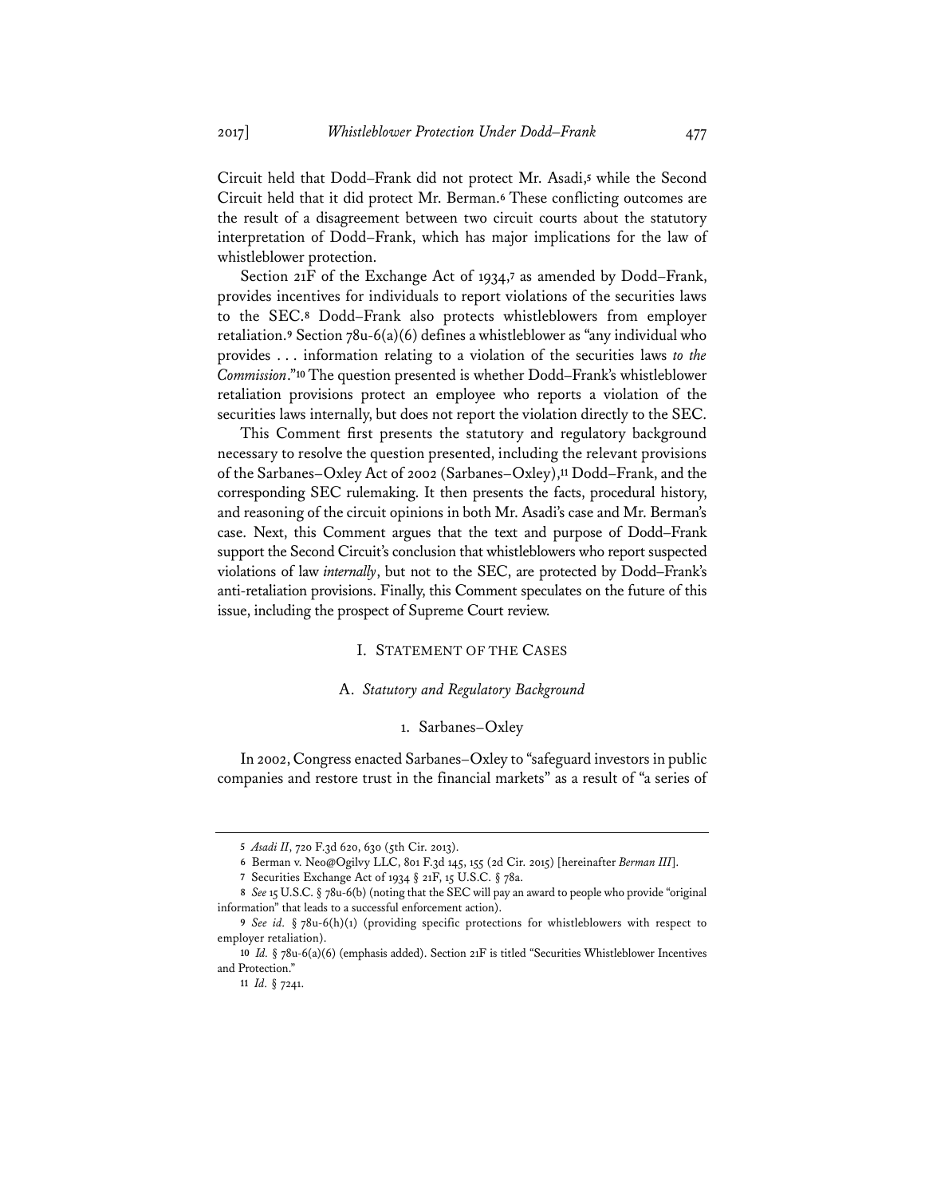Circuit held that Dodd–Frank did not protect Mr. Asadi,[5] while the Second Circuit held that it did protect Mr. Berman.[6] These conflicting outcomes are the result of a disagreement between two circuit courts about the statutory interpretation of Dodd–Frank, which has major implications for the law of whistleblower protection.

Section 21F of the Exchange Act of 1934,[7] as amended by Dodd–Frank, provides incentives for individuals to report violations of the securities laws to the SEC.[8] Dodd–Frank also protects whistleblowers from employer retaliation.[9] Section 78u-6(a)(6) defines a whistleblower as "any individual who provides . . . information relating to a violation of the securities laws *to the Commission*."[10] The question presented is whether Dodd–Frank's whistleblower retaliation provisions protect an employee who reports a violation of the securities laws internally, but does not report the violation directly to the SEC.

This Comment first presents the statutory and regulatory background necessary to resolve the question presented, including the relevant provisions of the Sarbanes–Oxley Act of 2002 (Sarbanes–Oxley),[11] Dodd–Frank, and the corresponding SEC rulemaking. It then presents the facts, procedural history, and reasoning of the circuit opinions in both Mr. Asadi's case and Mr. Berman's case. Next, this Comment argues that the text and purpose of Dodd–Frank support the Second Circuit's conclusion that whistleblowers who report suspected violations of law *internally*, but not to the SEC, are protected by Dodd–Frank's anti-retaliation provisions. Finally, this Comment speculates on the future of this issue, including the prospect of Supreme Court review.

## I. Statement of the Cases

### A. *Statutory and Regulatory Background*

#### 1. Sarbanes–Oxley

In 2002, Congress enacted Sarbanes–Oxley to "safeguard investors in public companies and restore trust in the financial markets" as a result of "a series of

---

5 *Asadi II*, 720 F.3d 620, 630 (5th Cir. 2013).

6 Berman v. Neo@Ogilvy LLC, 801 F.3d 145, 155 (2d Cir. 2015) [hereinafter *Berman III*].

7 Securities Exchange Act of 1934 § 21F, 15 U.S.C. § 78a.

8 *See* 15 U.S.C. § 78u-6(b) (noting that the SEC will pay an award to people who provide "original information" that leads to a successful enforcement action).

9 *See id.* § 78u-6(h)(1) (providing specific protections for whistleblowers with respect to employer retaliation).

10 *Id.* § 78u-6(a)(6) (emphasis added). Section 21F is titled "Securities Whistleblower Incentives and Protection."

11 *Id.* § 7241.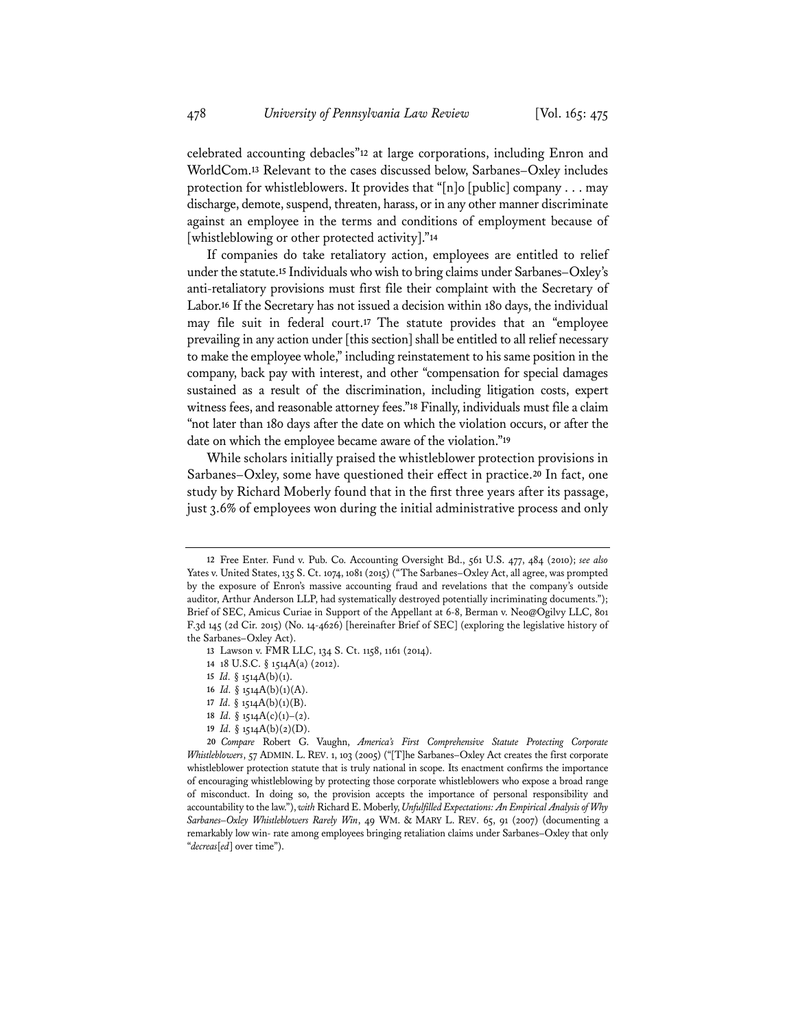celebrated accounting debacles"[12] at large corporations, including Enron and WorldCom.[13] Relevant to the cases discussed below, Sarbanes–Oxley includes protection for whistleblowers. It provides that "[n]o [public] company . . . may discharge, demote, suspend, threaten, harass, or in any other manner discriminate against an employee in the terms and conditions of employment because of [whistleblowing or other protected activity]."[14]

If companies do take retaliatory action, employees are entitled to relief under the statute.[15] Individuals who wish to bring claims under Sarbanes–Oxley's anti-retaliatory provisions must first file their complaint with the Secretary of Labor.[16] If the Secretary has not issued a decision within 180 days, the individual may file suit in federal court.[17] The statute provides that an "employee prevailing in any action under [this section] shall be entitled to all relief necessary to make the employee whole," including reinstatement to his same position in the company, back pay with interest, and other "compensation for special damages sustained as a result of the discrimination, including litigation costs, expert witness fees, and reasonable attorney fees."[18] Finally, individuals must file a claim "not later than 180 days after the date on which the violation occurs, or after the date on which the employee became aware of the violation."[19]

While scholars initially praised the whistleblower protection provisions in Sarbanes–Oxley, some have questioned their effect in practice.[20] In fact, one study by Richard Moberly found that in the first three years after its passage, just 3.6% of employees won during the initial administrative process and only

---

12 Free Enter. Fund v. Pub. Co. Accounting Oversight Bd., 561 U.S. 477, 484 (2010); *see also* Yates v. United States, 135 S. Ct. 1074, 1081 (2015) ("The Sarbanes–Oxley Act, all agree, was prompted by the exposure of Enron's massive accounting fraud and revelations that the company's outside auditor, Arthur Anderson LLP, had systematically destroyed potentially incriminating documents."); Brief of SEC, Amicus Curiae in Support of the Appellant at 6-8, Berman v. Neo@Ogilvy LLC, 801 F.3d 145 (2d Cir. 2015) (No. 14-4626) [hereinafter Brief of SEC] (exploring the legislative history of the Sarbanes–Oxley Act).

13 Lawson v. FMR LLC, 134 S. Ct. 1158, 1161 (2014).

14 18 U.S.C. § 1514A(a) (2012).

15 *Id.* § 1514A(b)(1).

16 *Id.* § 1514A(b)(1)(A).

17 *Id.* § 1514A(b)(1)(B).

18 *Id.* § 1514A(c)(1)–(2).

19 *Id.* § 1514A(b)(2)(D).

20 *Compare* Robert G. Vaughn, *America's First Comprehensive Statute Protecting Corporate Whistleblowers*, 57 ADMIN. L. REV. 1, 103 (2005) ("[T]he Sarbanes–Oxley Act creates the first corporate whistleblower protection statute that is truly national in scope. Its enactment confirms the importance of encouraging whistleblowing by protecting those corporate whistleblowers who expose a broad range of misconduct. In doing so, the provision accepts the importance of personal responsibility and accountability to the law."), *with* Richard E. Moberly, *Unfulfilled Expectations: An Empirical Analysis of Why Sarbanes–Oxley Whistleblowers Rarely Win*, 49 WM. & MARY L. REV. 65, 91 (2007) (documenting a remarkably low win- rate among employees bringing retaliation claims under Sarbanes–Oxley that only "*decreas[ed]* over time").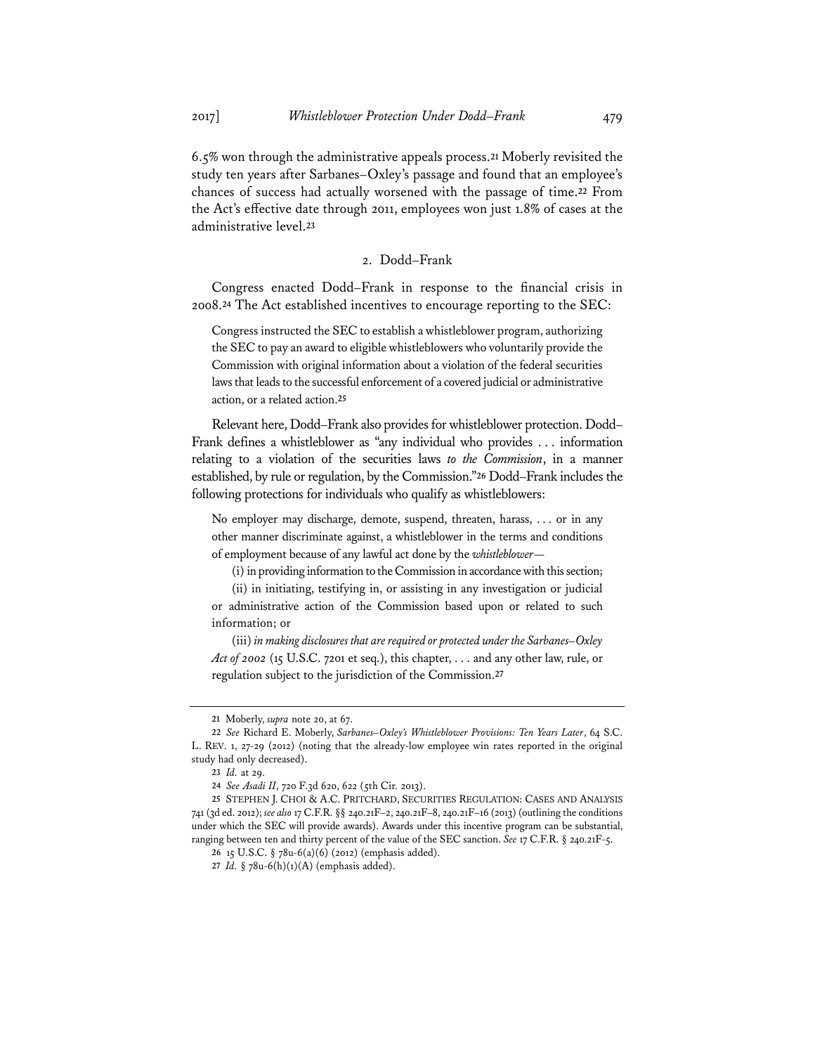6.5% won through the administrative appeals process.[21] Moberly revisited the study ten years after Sarbanes–Oxley's passage and found that an employee's chances of success had actually worsened with the passage of time.[22] From the Act's effective date through 2011, employees won just 1.8% of cases at the administrative level.[23]

### 2. Dodd–Frank

Congress enacted Dodd–Frank in response to the financial crisis in 2008.[24] The Act established incentives to encourage reporting to the SEC:

> Congress instructed the SEC to establish a whistleblower program, authorizing the SEC to pay an award to eligible whistleblowers who voluntarily provide the Commission with original information about a violation of the federal securities laws that leads to the successful enforcement of a covered judicial or administrative action, or a related action.[25]

Relevant here, Dodd–Frank also provides for whistleblower protection. Dodd–Frank defines a whistleblower as "any individual who provides . . . information relating to a violation of the securities laws *to the Commission*, in a manner established, by rule or regulation, by the Commission."[26] Dodd–Frank includes the following protections for individuals who qualify as whistleblowers:

> No employer may discharge, demote, suspend, threaten, harass, . . . or in any other manner discriminate against, a whistleblower in the terms and conditions of employment because of any lawful act done by the *whistleblower*—
>
> (i) in providing information to the Commission in accordance with this section;
>
> (ii) in initiating, testifying in, or assisting in any investigation or judicial or administrative action of the Commission based upon or related to such information; or
>
> (iii) *in making disclosures that are required or protected under the Sarbanes–Oxley Act of 2002* (15 U.S.C. 7201 et seq.), this chapter, . . . and any other law, rule, or regulation subject to the jurisdiction of the Commission.[27]

---

21 Moberly, *supra* note 20, at 67.

22 *See* Richard E. Moberly, *Sarbanes–Oxley's Whistleblower Provisions: Ten Years Later*, 64 S.C. L. REV. 1, 27-29 (2012) (noting that the already-low employee win rates reported in the original study had only decreased).

23 *Id.* at 29.

24 *See Asadi II*, 720 F.3d 620, 622 (5th Cir. 2013).

25 STEPHEN J. CHOI & A.C. PRITCHARD, SECURITIES REGULATION: CASES AND ANALYSIS 741 (3d ed. 2012); *see also* 17 C.F.R. §§ 240.21F–2, 240.21F–8, 240.21F–16 (2013) (outlining the conditions under which the SEC will provide awards). Awards under this incentive program can be substantial, ranging between ten and thirty percent of the value of the SEC sanction. *See* 17 C.F.R. § 240.21F-5.

26 15 U.S.C. § 78u-6(a)(6) (2012) (emphasis added).

27 *Id.* § 78u-6(h)(1)(A) (emphasis added).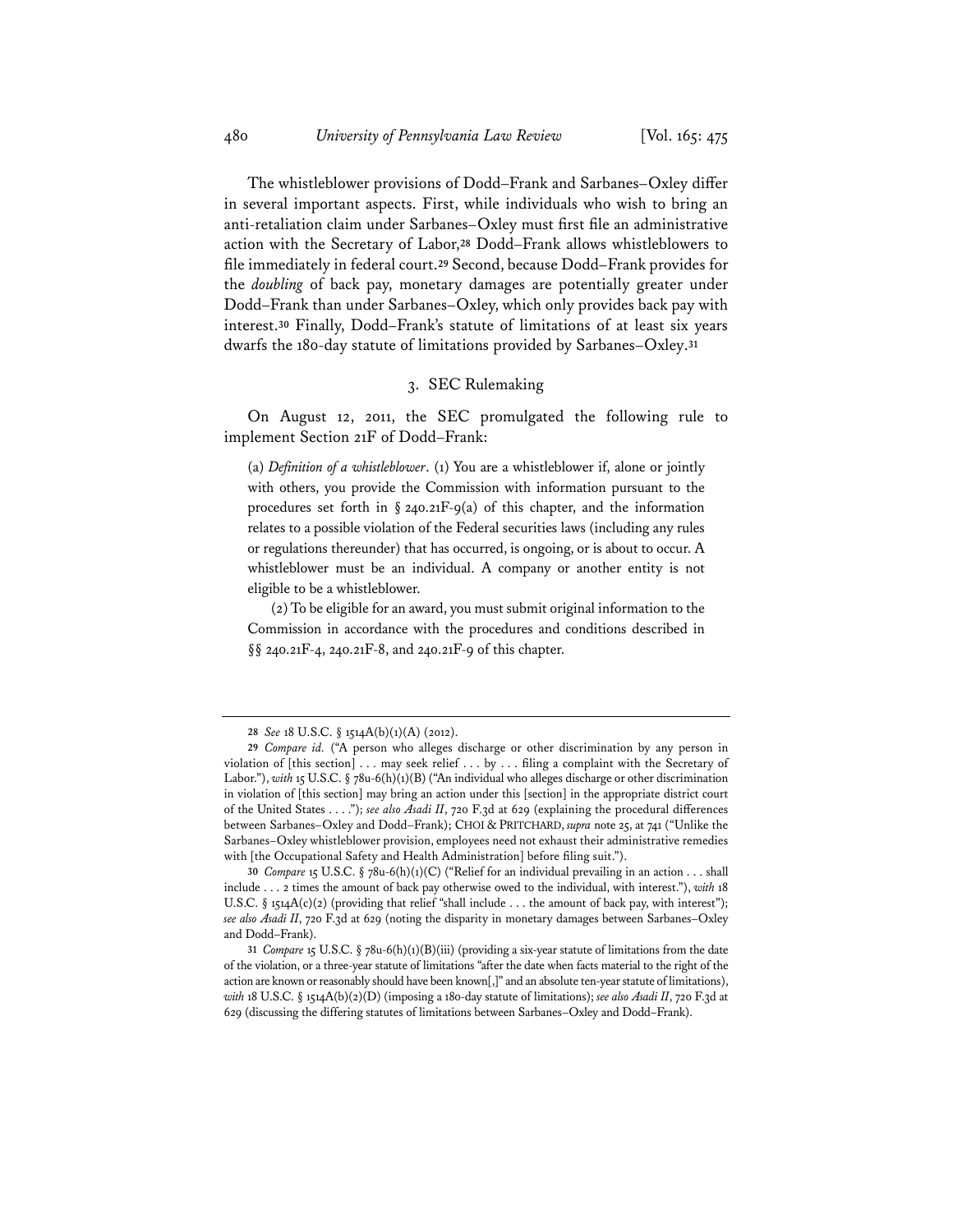The whistleblower provisions of Dodd–Frank and Sarbanes–Oxley differ in several important aspects. First, while individuals who wish to bring an anti-retaliation claim under Sarbanes–Oxley must first file an administrative action with the Secretary of Labor,[28] Dodd–Frank allows whistleblowers to file immediately in federal court.[29] Second, because Dodd–Frank provides for the *doubling* of back pay, monetary damages are potentially greater under Dodd–Frank than under Sarbanes–Oxley, which only provides back pay with interest.[30] Finally, Dodd–Frank's statute of limitations of at least six years dwarfs the 180-day statute of limitations provided by Sarbanes–Oxley.[31]

### 3. SEC Rulemaking

On August 12, 2011, the SEC promulgated the following rule to implement Section 21F of Dodd–Frank:

> (a) *Definition of a whistleblower*. (1) You are a whistleblower if, alone or jointly with others, you provide the Commission with information pursuant to the procedures set forth in § 240.21F-9(a) of this chapter, and the information relates to a possible violation of the Federal securities laws (including any rules or regulations thereunder) that has occurred, is ongoing, or is about to occur. A whistleblower must be an individual. A company or another entity is not eligible to be a whistleblower.
>
> (2) To be eligible for an award, you must submit original information to the Commission in accordance with the procedures and conditions described in §§ 240.21F-4, 240.21F-8, and 240.21F-9 of this chapter.

---

28 *See* 18 U.S.C. § 1514A(b)(1)(A) (2012).

29 *Compare id.* ("A person who alleges discharge or other discrimination by any person in violation of [this section] . . . may seek relief . . . by . . . filing a complaint with the Secretary of Labor."), *with* 15 U.S.C. § 78u-6(h)(1)(B) ("An individual who alleges discharge or other discrimination in violation of [this section] may bring an action under this [section] in the appropriate district court of the United States . . . ."); *see also Asadi II*, 720 F.3d at 629 (explaining the procedural differences between Sarbanes–Oxley and Dodd–Frank); CHOI & PRITCHARD, *supra* note 25, at 741 ("Unlike the Sarbanes–Oxley whistleblower provision, employees need not exhaust their administrative remedies with [the Occupational Safety and Health Administration] before filing suit.").

30 *Compare* 15 U.S.C. § 78u-6(h)(1)(C) ("Relief for an individual prevailing in an action . . . shall include . . . 2 times the amount of back pay otherwise owed to the individual, with interest."), *with* 18 U.S.C. § 1514A(c)(2) (providing that relief "shall include . . . the amount of back pay, with interest"); *see also Asadi II*, 720 F.3d at 629 (noting the disparity in monetary damages between Sarbanes–Oxley and Dodd–Frank).

31 *Compare* 15 U.S.C. § 78u-6(h)(1)(B)(iii) (providing a six-year statute of limitations from the date of the violation, or a three-year statute of limitations "after the date when facts material to the right of the action are known or reasonably should have been known[,]" and an absolute ten-year statute of limitations), *with* 18 U.S.C. § 1514A(b)(2)(D) (imposing a 180-day statute of limitations); *see also Asadi II*, 720 F.3d at 629 (discussing the differing statutes of limitations between Sarbanes–Oxley and Dodd–Frank).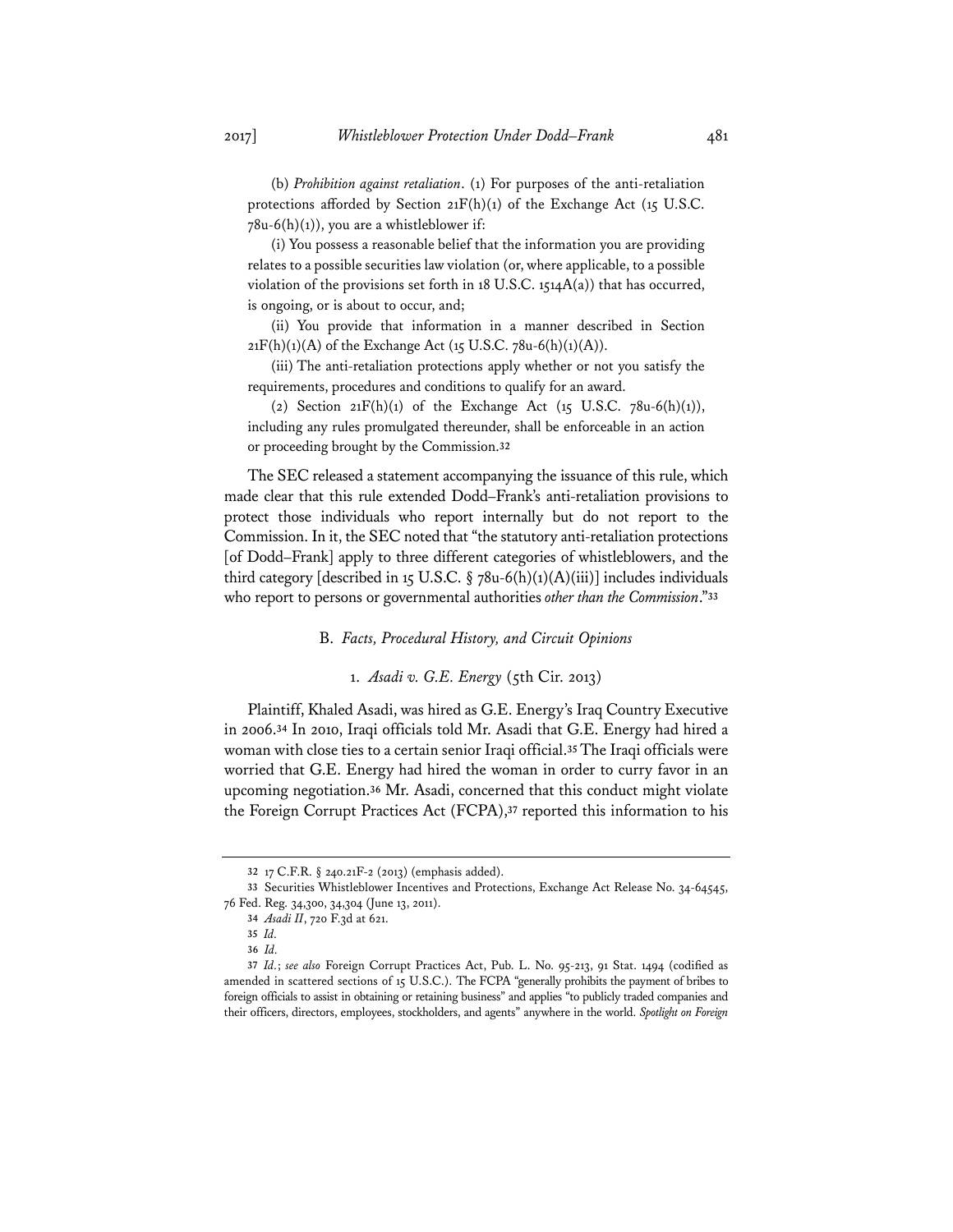(b) *Prohibition against retaliation*. (1) For purposes of the anti-retaliation protections afforded by Section 21F(h)(1) of the Exchange Act (15 U.S.C. 78u-6(h)(1)), you are a whistleblower if:

(i) You possess a reasonable belief that the information you are providing relates to a possible securities law violation (or, where applicable, to a possible violation of the provisions set forth in 18 U.S.C. 1514A(a)) that has occurred, is ongoing, or is about to occur, and;

(ii) You provide that information in a manner described in Section 21F(h)(1)(A) of the Exchange Act (15 U.S.C. 78u-6(h)(1)(A)).

(iii) The anti-retaliation protections apply whether or not you satisfy the requirements, procedures and conditions to qualify for an award.

(2) Section 21F(h)(1) of the Exchange Act (15 U.S.C. 78u-6(h)(1)), including any rules promulgated thereunder, shall be enforceable in an action or proceeding brought by the Commission.[32]

The SEC released a statement accompanying the issuance of this rule, which made clear that this rule extended Dodd–Frank's anti-retaliation provisions to protect those individuals who report internally but do not report to the Commission. In it, the SEC noted that "the statutory anti-retaliation protections [of Dodd–Frank] apply to three different categories of whistleblowers, and the third category [described in 15 U.S.C. § 78u-6(h)(1)(A)(iii)] includes individuals who report to persons or governmental authorities *other than the Commission*."[33]

### B. *Facts, Procedural History, and Circuit Opinions*

#### 1. *Asadi v. G.E. Energy* (5th Cir. 2013)

Plaintiff, Khaled Asadi, was hired as G.E. Energy's Iraq Country Executive in 2006.[34] In 2010, Iraqi officials told Mr. Asadi that G.E. Energy had hired a woman with close ties to a certain senior Iraqi official.[35] The Iraqi officials were worried that G.E. Energy had hired the woman in order to curry favor in an upcoming negotiation.[36] Mr. Asadi, concerned that this conduct might violate the Foreign Corrupt Practices Act (FCPA),[37] reported this information to his

---

32 17 C.F.R. § 240.21F-2 (2013) (emphasis added).

33 Securities Whistleblower Incentives and Protections, Exchange Act Release No. 34-64545, 76 Fed. Reg. 34,300, 34,304 (June 13, 2011).

34 *Asadi II*, 720 F.3d at 621.

35 *Id.*

36 *Id.*

37 *Id.*; *see also* Foreign Corrupt Practices Act, Pub. L. No. 95-213, 91 Stat. 1494 (codified as amended in scattered sections of 15 U.S.C.). The FCPA "generally prohibits the payment of bribes to foreign officials to assist in obtaining or retaining business" and applies "to publicly traded companies and their officers, directors, employees, stockholders, and agents" anywhere in the world. *Spotlight on Foreign*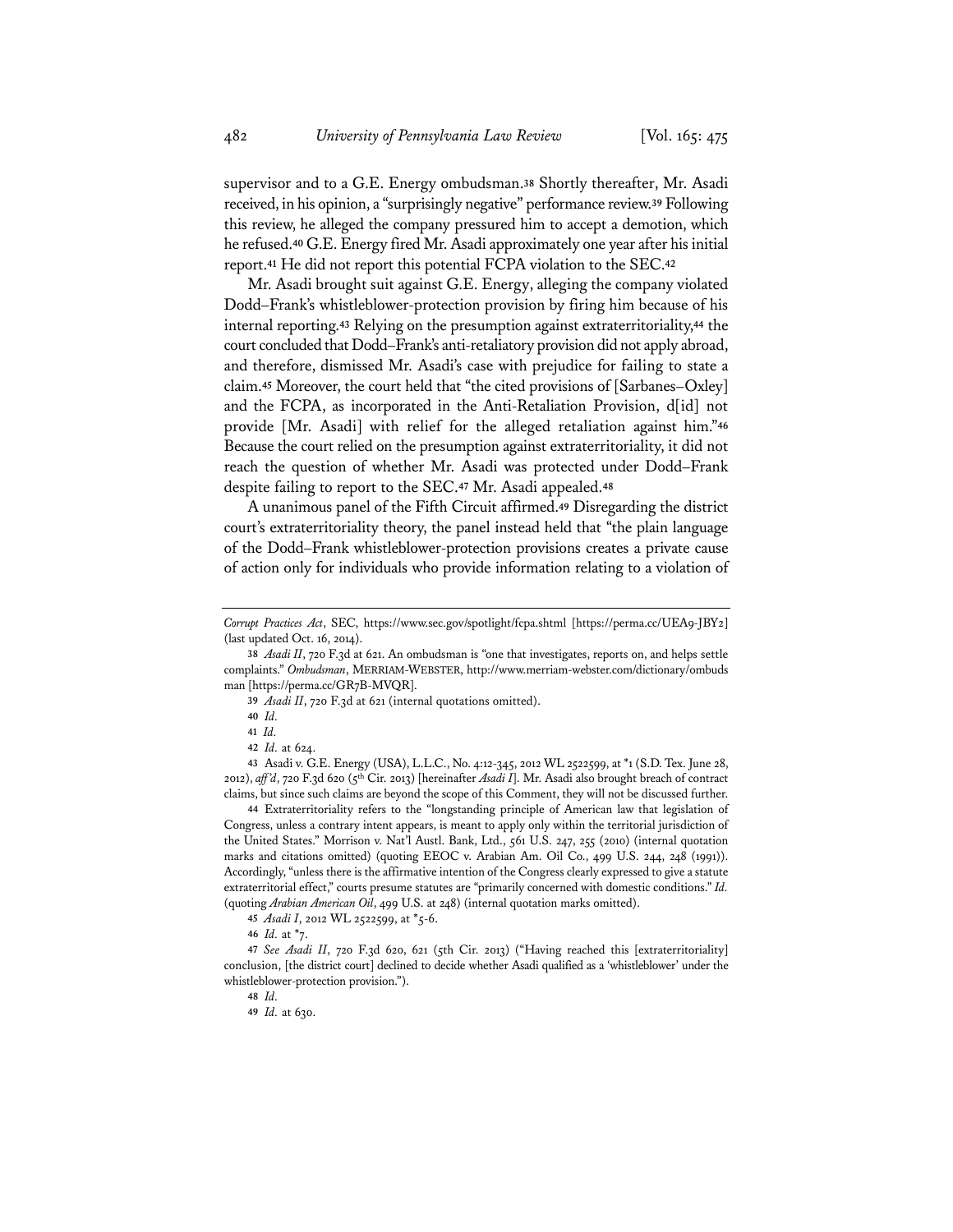supervisor and to a G.E. Energy ombudsman.[38] Shortly thereafter, Mr. Asadi received, in his opinion, a "surprisingly negative" performance review.[39] Following this review, he alleged the company pressured him to accept a demotion, which he refused.[40] G.E. Energy fired Mr. Asadi approximately one year after his initial report.[41] He did not report this potential FCPA violation to the SEC.[42]

Mr. Asadi brought suit against G.E. Energy, alleging the company violated Dodd–Frank's whistleblower-protection provision by firing him because of his internal reporting.[43] Relying on the presumption against extraterritoriality,[44] the court concluded that Dodd–Frank's anti-retaliatory provision did not apply abroad, and therefore, dismissed Mr. Asadi's case with prejudice for failing to state a claim.[45] Moreover, the court held that "the cited provisions of [Sarbanes–Oxley] and the FCPA, as incorporated in the Anti-Retaliation Provision, d[id] not provide [Mr. Asadi] with relief for the alleged retaliation against him."[46] Because the court relied on the presumption against extraterritoriality, it did not reach the question of whether Mr. Asadi was protected under Dodd–Frank despite failing to report to the SEC.[47] Mr. Asadi appealed.[48]

A unanimous panel of the Fifth Circuit affirmed.[49] Disregarding the district court's extraterritoriality theory, the panel instead held that "the plain language of the Dodd–Frank whistleblower-protection provisions creates a private cause of action only for individuals who provide information relating to a violation of

---

*Corrupt Practices Act*, SEC, https://www.sec.gov/spotlight/fcpa.shtml [https://perma.cc/UEA9-JBY2] (last updated Oct. 16, 2014).

38 *Asadi II*, 720 F.3d at 621. An ombudsman is "one that investigates, reports on, and helps settle complaints." *Ombudsman*, MERRIAM-WEBSTER, http://www.merriam-webster.com/dictionary/ombudsman [https://perma.cc/GR7B-MVQR].

39 *Asadi II*, 720 F.3d at 621 (internal quotations omitted).

40 *Id.*

41 *Id.*

42 *Id.* at 624.

43 Asadi v. G.E. Energy (USA), L.L.C., No. 4:12-345, 2012 WL 2522599, at *1 (S.D. Tex. June 28, 2012), *aff'd*, 720 F.3d 620 (5th Cir. 2013) [hereinafter *Asadi I*]. Mr. Asadi also brought breach of contract claims, but since such claims are beyond the scope of this Comment, they will not be discussed further.

44 Extraterritoriality refers to the "longstanding principle of American law that legislation of Congress, unless a contrary intent appears, is meant to apply only within the territorial jurisdiction of the United States." Morrison v. Nat'l Austl. Bank, Ltd., 561 U.S. 247, 255 (2010) (internal quotation marks and citations omitted) (quoting EEOC v. Arabian Am. Oil Co., 499 U.S. 244, 248 (1991)). Accordingly, "unless there is the affirmative intention of the Congress clearly expressed to give a statute extraterritorial effect," courts presume statutes are "primarily concerned with domestic conditions." *Id.* (quoting *Arabian American Oil*, 499 U.S. at 248) (internal quotation marks omitted).

45 *Asadi I*, 2012 WL 2522599, at *5-6.

46 *Id.* at *7.

47 *See Asadi II*, 720 F.3d 620, 621 (5th Cir. 2013) ("Having reached this [extraterritoriality] conclusion, [the district court] declined to decide whether Asadi qualified as a 'whistleblower' under the whistleblower-protection provision.").

48 *Id.*

49 *Id.* at 630.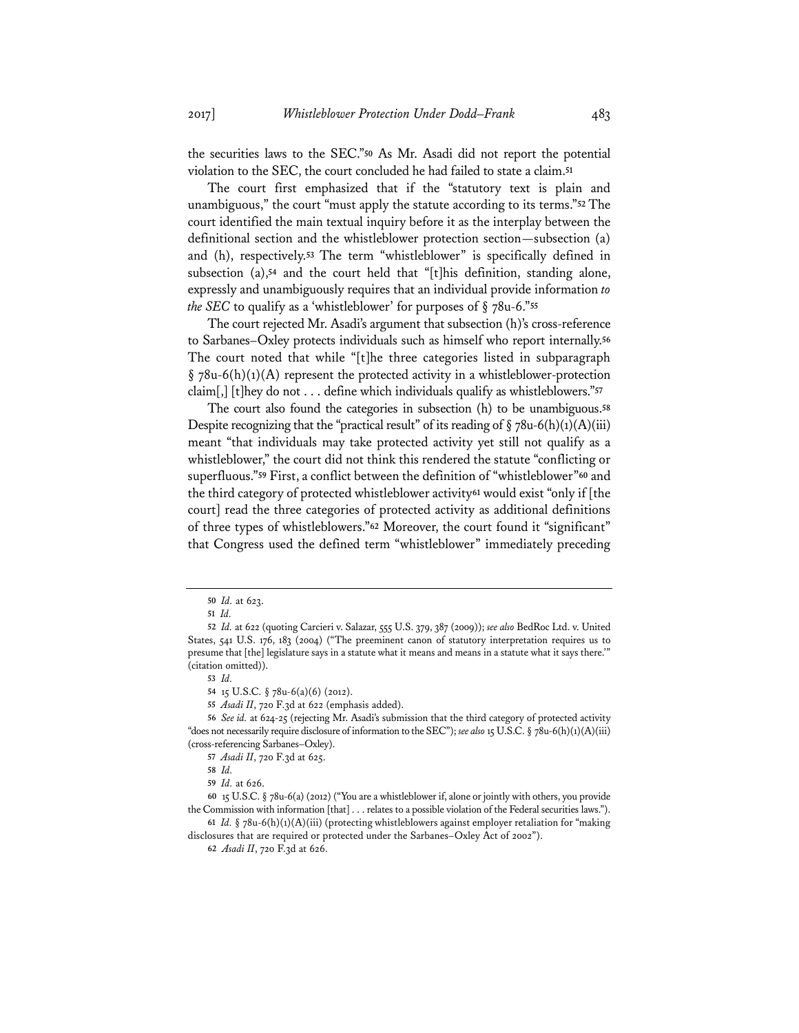the securities laws to the SEC."[50] As Mr. Asadi did not report the potential violation to the SEC, the court concluded he had failed to state a claim.[51]

The court first emphasized that if the "statutory text is plain and unambiguous," the court "must apply the statute according to its terms."[52] The court identified the main textual inquiry before it as the interplay between the definitional section and the whistleblower protection section—subsection (a) and (h), respectively.[53] The term "whistleblower" is specifically defined in subsection (a),[54] and the court held that "[t]his definition, standing alone, expressly and unambiguously requires that an individual provide information *to the SEC* to qualify as a 'whistleblower' for purposes of § 78u-6."[55]

The court rejected Mr. Asadi's argument that subsection (h)'s cross-reference to Sarbanes–Oxley protects individuals such as himself who report internally.[56] The court noted that while "[t]he three categories listed in subparagraph § 78u-6(h)(1)(A) represent the protected activity in a whistleblower-protection claim[,] [t]hey do not . . . define which individuals qualify as whistleblowers."[57]

The court also found the categories in subsection (h) to be unambiguous.[58] Despite recognizing that the "practical result" of its reading of § 78u-6(h)(1)(A)(iii) meant "that individuals may take protected activity yet still not qualify as a whistleblower," the court did not think this rendered the statute "conflicting or superfluous."[59] First, a conflict between the definition of "whistleblower"[60] and the third category of protected whistleblower activity[61] would exist "only if [the court] read the three categories of protected activity as additional definitions of three types of whistleblowers."[62] Moreover, the court found it "significant" that Congress used the defined term "whistleblower" immediately preceding

---

50 *Id.* at 623.

51 *Id.*

52 *Id.* at 622 (quoting Carcieri v. Salazar, 555 U.S. 379, 387 (2009)); *see also* BedRoc Ltd. v. United States, 541 U.S. 176, 183 (2004) ("The preeminent canon of statutory interpretation requires us to presume that [the] legislature says in a statute what it means and means in a statute what it says there.'" (citation omitted)).

53 *Id.*

54 15 U.S.C. § 78u-6(a)(6) (2012).

55 *Asadi II*, 720 F.3d at 622 (emphasis added).

56 *See id.* at 624-25 (rejecting Mr. Asadi's submission that the third category of protected activity "does not necessarily require disclosure of information to the SEC"); *see also* 15 U.S.C. § 78u-6(h)(1)(A)(iii) (cross-referencing Sarbanes–Oxley).

57 *Asadi II*, 720 F.3d at 625.

58 *Id.*

59 *Id.* at 626.

60 15 U.S.C. § 78u-6(a) (2012) ("You are a whistleblower if, alone or jointly with others, you provide the Commission with information [that] . . . relates to a possible violation of the Federal securities laws.").

61 *Id.* § 78u-6(h)(1)(A)(iii) (protecting whistleblowers against employer retaliation for "making disclosures that are required or protected under the Sarbanes–Oxley Act of 2002").

62 *Asadi II*, 720 F.3d at 626.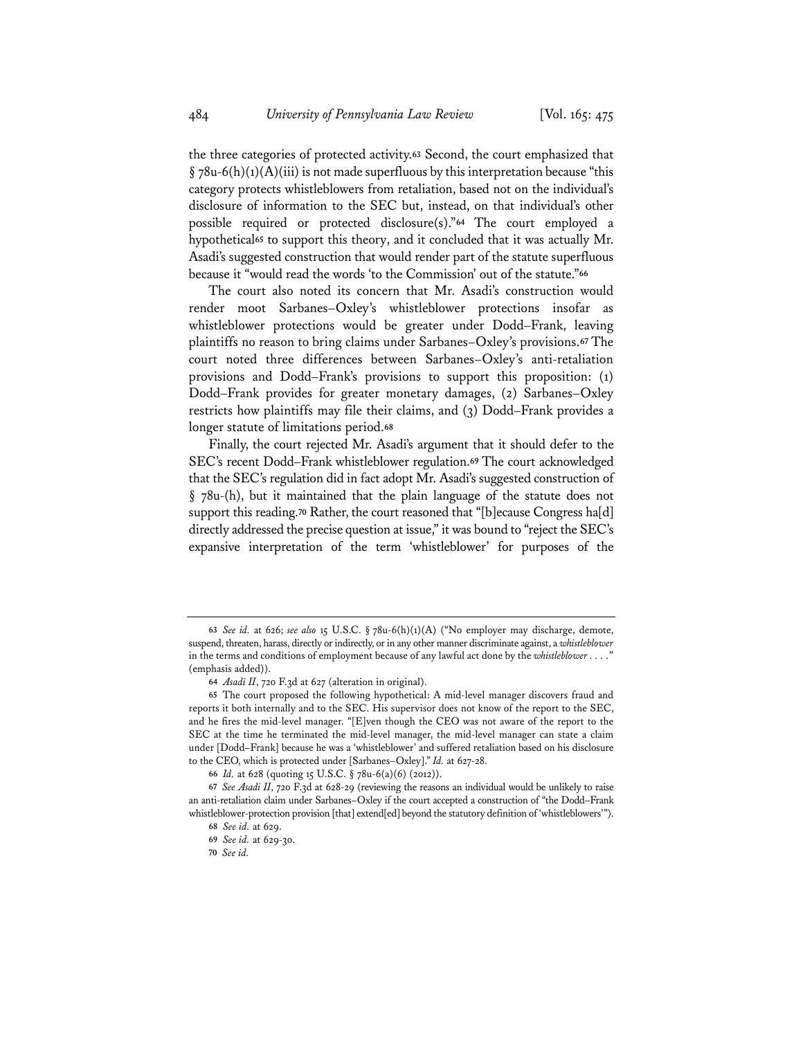the three categories of protected activity.[63] Second, the court emphasized that § 78u-6(h)(1)(A)(iii) is not made superfluous by this interpretation because "this category protects whistleblowers from retaliation, based not on the individual's disclosure of information to the SEC but, instead, on that individual's other possible required or protected disclosure(s)."[64] The court employed a hypothetical[65] to support this theory, and it concluded that it was actually Mr. Asadi's suggested construction that would render part of the statute superfluous because it "would read the words 'to the Commission' out of the statute."[66]

The court also noted its concern that Mr. Asadi's construction would render moot Sarbanes–Oxley's whistleblower protections insofar as whistleblower protections would be greater under Dodd–Frank, leaving plaintiffs no reason to bring claims under Sarbanes–Oxley's provisions.[67] The court noted three differences between Sarbanes–Oxley's anti-retaliation provisions and Dodd–Frank's provisions to support this proposition: (1) Dodd–Frank provides for greater monetary damages, (2) Sarbanes–Oxley restricts how plaintiffs may file their claims, and (3) Dodd–Frank provides a longer statute of limitations period.[68]

Finally, the court rejected Mr. Asadi's argument that it should defer to the SEC's recent Dodd–Frank whistleblower regulation.[69] The court acknowledged that the SEC's regulation did in fact adopt Mr. Asadi's suggested construction of § 78u-(h), but it maintained that the plain language of the statute does not support this reading.[70] Rather, the court reasoned that "[b]ecause Congress ha[d] directly addressed the precise question at issue," it was bound to "reject the SEC's expansive interpretation of the term 'whistleblower' for purposes of the

---

63 *See id.* at 626; *see also* 15 U.S.C. § 78u-6(h)(1)(A) ("No employer may discharge, demote, suspend, threaten, harass, directly or indirectly, or in any other manner discriminate against, a *whistleblower* in the terms and conditions of employment because of any lawful act done by the *whistleblower* . . . ." (emphasis added)).

64 *Asadi II*, 720 F.3d at 627 (alteration in original).

65 The court proposed the following hypothetical: A mid-level manager discovers fraud and reports it both internally and to the SEC. His supervisor does not know of the report to the SEC, and he fires the mid-level manager. "[E]ven though the CEO was not aware of the report to the SEC at the time he terminated the mid-level manager, the mid-level manager can state a claim under [Dodd–Frank] because he was a 'whistleblower' and suffered retaliation based on his disclosure to the CEO, which is protected under [Sarbanes–Oxley]." *Id.* at 627-28.

66 *Id.* at 628 (quoting 15 U.S.C. § 78u-6(a)(6) (2012)).

67 *See Asadi II*, 720 F.3d at 628-29 (reviewing the reasons an individual would be unlikely to raise an anti-retaliation claim under Sarbanes–Oxley if the court accepted a construction of "the Dodd–Frank whistleblower-protection provision [that] extend[ed] beyond the statutory definition of 'whistleblowers'").

68 *See id.* at 629.

69 *See id.* at 629-30.

70 *See id.*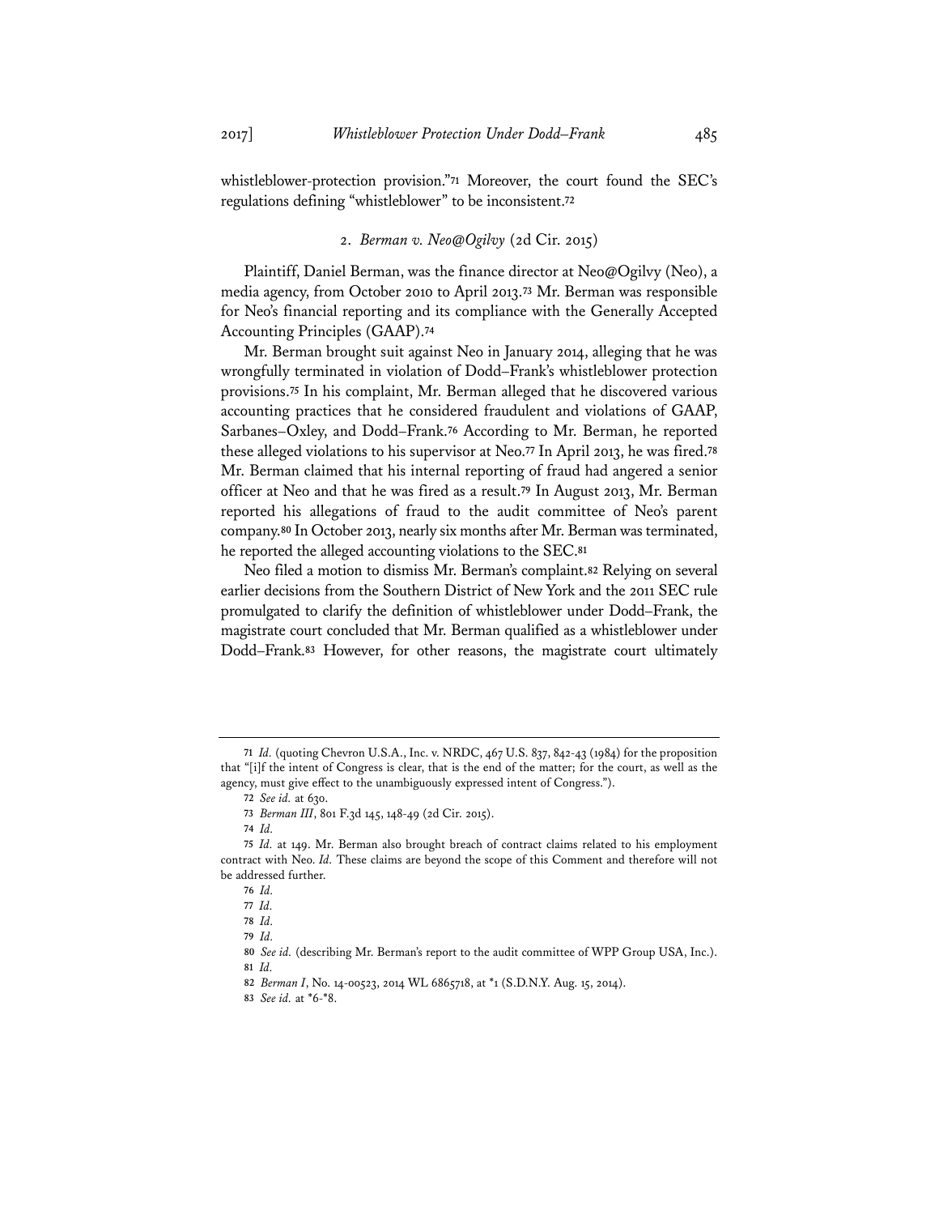whistleblower-protection provision."[71] Moreover, the court found the SEC's regulations defining "whistleblower" to be inconsistent.[72]

### 2. *Berman v. Neo@Ogilvy* (2d Cir. 2015)

Plaintiff, Daniel Berman, was the finance director at Neo@Ogilvy (Neo), a media agency, from October 2010 to April 2013.[73] Mr. Berman was responsible for Neo's financial reporting and its compliance with the Generally Accepted Accounting Principles (GAAP).[74]

Mr. Berman brought suit against Neo in January 2014, alleging that he was wrongfully terminated in violation of Dodd–Frank's whistleblower protection provisions.[75] In his complaint, Mr. Berman alleged that he discovered various accounting practices that he considered fraudulent and violations of GAAP, Sarbanes–Oxley, and Dodd–Frank.[76] According to Mr. Berman, he reported these alleged violations to his supervisor at Neo.[77] In April 2013, he was fired.[78] Mr. Berman claimed that his internal reporting of fraud had angered a senior officer at Neo and that he was fired as a result.[79] In August 2013, Mr. Berman reported his allegations of fraud to the audit committee of Neo's parent company.[80] In October 2013, nearly six months after Mr. Berman was terminated, he reported the alleged accounting violations to the SEC.[81]

Neo filed a motion to dismiss Mr. Berman's complaint.[82] Relying on several earlier decisions from the Southern District of New York and the 2011 SEC rule promulgated to clarify the definition of whistleblower under Dodd–Frank, the magistrate court concluded that Mr. Berman qualified as a whistleblower under Dodd–Frank.[83] However, for other reasons, the magistrate court ultimately

---

[71] *Id.* (quoting Chevron U.S.A., Inc. v. NRDC, 467 U.S. 837, 842-43 (1984) for the proposition that "[i]f the intent of Congress is clear, that is the end of the matter; for the court, as well as the agency, must give effect to the unambiguously expressed intent of Congress.").

[72] *See id.* at 630.

[73] *Berman III*, 801 F.3d 145, 148-49 (2d Cir. 2015).

[74] *Id.*

[75] *Id.* at 149. Mr. Berman also brought breach of contract claims related to his employment contract with Neo. *Id.* These claims are beyond the scope of this Comment and therefore will not be addressed further.

[76] *Id.*

[77] *Id.*

[78] *Id.*

[79] *Id.*

[80] *See id.* (describing Mr. Berman's report to the audit committee of WPP Group USA, Inc.).

[81] *Id.*

[82] *Berman I*, No. 14-00523, 2014 WL 6865718, at *1 (S.D.N.Y. Aug. 15, 2014).

[83] *See id.* at *6-*8.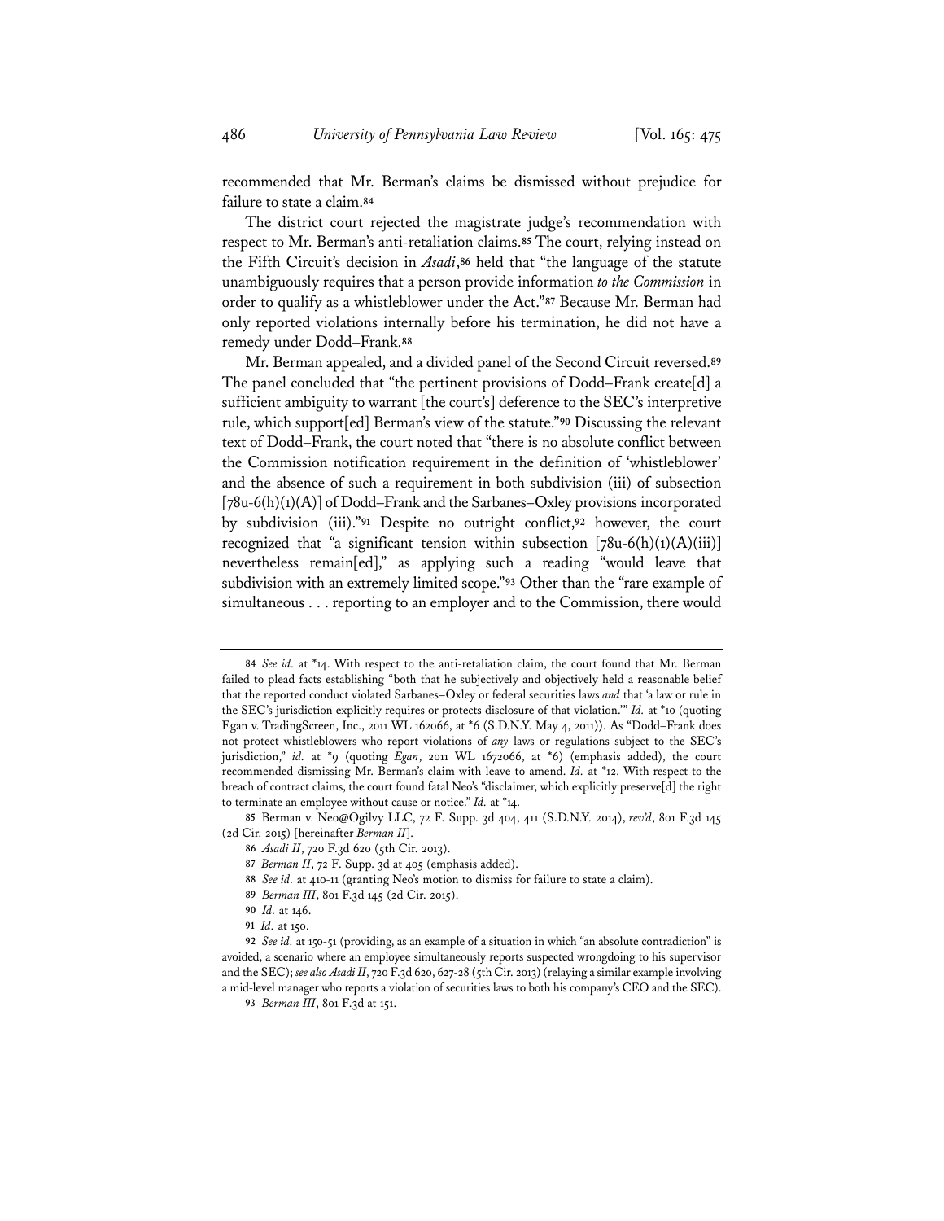recommended that Mr. Berman's claims be dismissed without prejudice for failure to state a claim.[84]

The district court rejected the magistrate judge's recommendation with respect to Mr. Berman's anti-retaliation claims.[85] The court, relying instead on the Fifth Circuit's decision in *Asadi*,[86] held that "the language of the statute unambiguously requires that a person provide information *to the Commission* in order to qualify as a whistleblower under the Act."[87] Because Mr. Berman had only reported violations internally before his termination, he did not have a remedy under Dodd–Frank.[88]

Mr. Berman appealed, and a divided panel of the Second Circuit reversed.[89] The panel concluded that "the pertinent provisions of Dodd–Frank create[d] a sufficient ambiguity to warrant [the court's] deference to the SEC's interpretive rule, which support[ed] Berman's view of the statute."[90] Discussing the relevant text of Dodd–Frank, the court noted that "there is no absolute conflict between the Commission notification requirement in the definition of 'whistleblower' and the absence of such a requirement in both subdivision (iii) of subsection [78u-6(h)(1)(A)] of Dodd–Frank and the Sarbanes–Oxley provisions incorporated by subdivision (iii)."[91] Despite no outright conflict,[92] however, the court recognized that "a significant tension within subsection [78u-6(h)(1)(A)(iii)] nevertheless remain[ed]," as applying such a reading "would leave that subdivision with an extremely limited scope."[93] Other than the "rare example of simultaneous . . . reporting to an employer and to the Commission, there would

---

84 *See id.* at \*14. With respect to the anti-retaliation claim, the court found that Mr. Berman failed to plead facts establishing "both that he subjectively and objectively held a reasonable belief that the reported conduct violated Sarbanes–Oxley or federal securities laws *and* that 'a law or rule in the SEC's jurisdiction explicitly requires or protects disclosure of that violation.'" *Id.* at \*10 (quoting Egan v. TradingScreen, Inc., 2011 WL 162066, at \*6 (S.D.N.Y. May 4, 2011)). As "Dodd–Frank does not protect whistleblowers who report violations of *any* laws or regulations subject to the SEC's jurisdiction," *id.* at \*9 (quoting *Egan*, 2011 WL 1672066, at \*6) (emphasis added), the court recommended dismissing Mr. Berman's claim with leave to amend. *Id.* at \*12. With respect to the breach of contract claims, the court found fatal Neo's "disclaimer, which explicitly preserve[d] the right to terminate an employee without cause or notice." *Id.* at \*14.

85 Berman v. Neo@Ogilvy LLC, 72 F. Supp. 3d 404, 411 (S.D.N.Y. 2014), *rev'd*, 801 F.3d 145 (2d Cir. 2015) [hereinafter *Berman II*].

86 *Asadi II*, 720 F.3d 620 (5th Cir. 2013).

87 *Berman II*, 72 F. Supp. 3d at 405 (emphasis added).

88 *See id.* at 410-11 (granting Neo's motion to dismiss for failure to state a claim).

89 *Berman III*, 801 F.3d 145 (2d Cir. 2015).

90 *Id.* at 146.

91 *Id.* at 150.

92 *See id.* at 150-51 (providing, as an example of a situation in which "an absolute contradiction" is avoided, a scenario where an employee simultaneously reports suspected wrongdoing to his supervisor and the SEC); *see also Asadi II*, 720 F.3d 620, 627-28 (5th Cir. 2013) (relaying a similar example involving a mid-level manager who reports a violation of securities laws to both his company's CEO and the SEC).

93 *Berman III*, 801 F.3d at 151.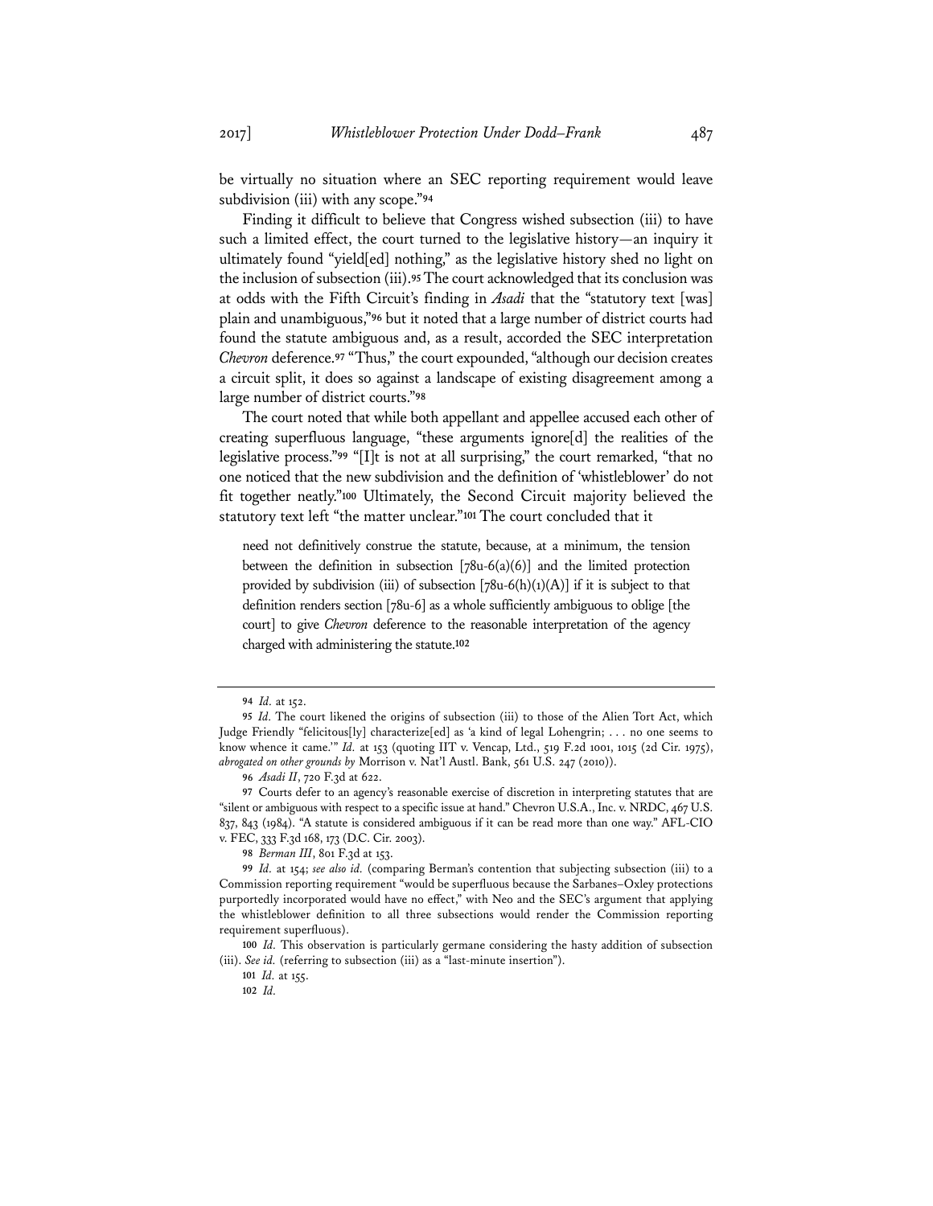be virtually no situation where an SEC reporting requirement would leave subdivision (iii) with any scope."[94]

Finding it difficult to believe that Congress wished subsection (iii) to have such a limited effect, the court turned to the legislative history—an inquiry it ultimately found "yield[ed] nothing," as the legislative history shed no light on the inclusion of subsection (iii).[95] The court acknowledged that its conclusion was at odds with the Fifth Circuit's finding in *Asadi* that the "statutory text [was] plain and unambiguous,"[96] but it noted that a large number of district courts had found the statute ambiguous and, as a result, accorded the SEC interpretation *Chevron* deference.[97] "Thus," the court expounded, "although our decision creates a circuit split, it does so against a landscape of existing disagreement among a large number of district courts."[98]

The court noted that while both appellant and appellee accused each other of creating superfluous language, "these arguments ignore[d] the realities of the legislative process."[99] "[I]t is not at all surprising," the court remarked, "that no one noticed that the new subdivision and the definition of 'whistleblower' do not fit together neatly."[100] Ultimately, the Second Circuit majority believed the statutory text left "the matter unclear."[101] The court concluded that it

> need not definitively construe the statute, because, at a minimum, the tension between the definition in subsection [78u-6(a)(6)] and the limited protection provided by subdivision (iii) of subsection [78u-6(h)(1)(A)] if it is subject to that definition renders section [78u-6] as a whole sufficiently ambiguous to oblige [the court] to give *Chevron* deference to the reasonable interpretation of the agency charged with administering the statute.[102]

---

94 *Id.* at 152.

95 *Id.* The court likened the origins of subsection (iii) to those of the Alien Tort Act, which Judge Friendly "felicitous[ly] characterize[ed] as 'a kind of legal Lohengrin; . . . no one seems to know whence it came.'" *Id.* at 153 (quoting IIT v. Vencap, Ltd., 519 F.2d 1001, 1015 (2d Cir. 1975), *abrogated on other grounds by* Morrison v. Nat'l Austl. Bank, 561 U.S. 247 (2010)).

96 *Asadi II*, 720 F.3d at 622.

97 Courts defer to an agency's reasonable exercise of discretion in interpreting statutes that are "silent or ambiguous with respect to a specific issue at hand." Chevron U.S.A., Inc. v. NRDC, 467 U.S. 837, 843 (1984). "A statute is considered ambiguous if it can be read more than one way." AFL-CIO v. FEC, 333 F.3d 168, 173 (D.C. Cir. 2003).

98 *Berman III*, 801 F.3d at 153.

99 *Id.* at 154; *see also id.* (comparing Berman's contention that subjecting subsection (iii) to a Commission reporting requirement "would be superfluous because the Sarbanes–Oxley protections purportedly incorporated would have no effect," with Neo and the SEC's argument that applying the whistleblower definition to all three subsections would render the Commission reporting requirement superfluous).

100 *Id.* This observation is particularly germane considering the hasty addition of subsection (iii). *See id.* (referring to subsection (iii) as a "last-minute insertion").

101 *Id.* at 155.

102 *Id.*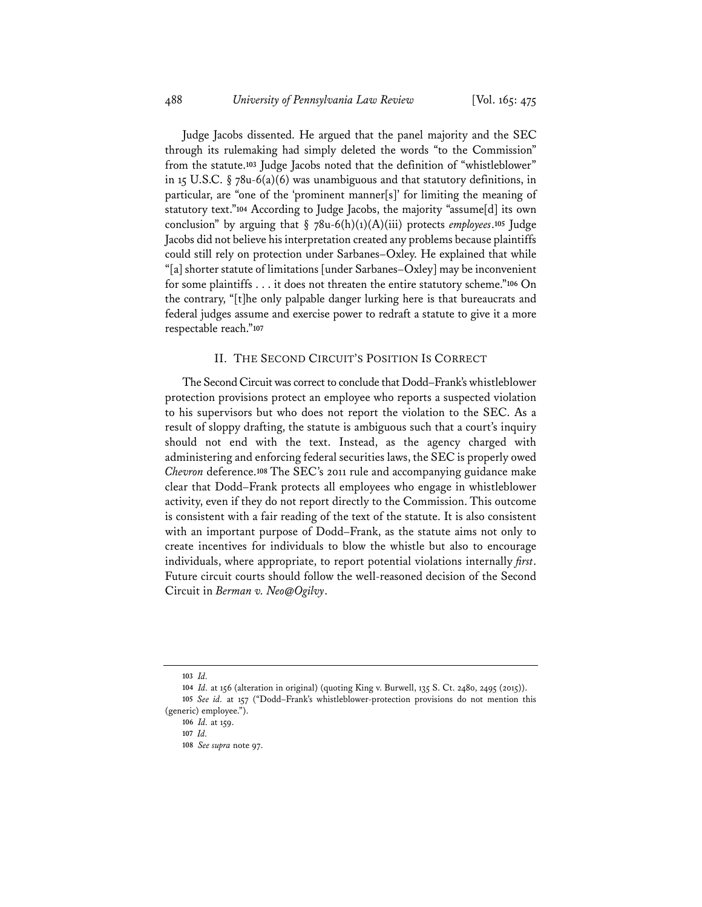Judge Jacobs dissented. He argued that the panel majority and the SEC through its rulemaking had simply deleted the words "to the Commission" from the statute.[103] Judge Jacobs noted that the definition of "whistleblower" in 15 U.S.C. § 78u-6(a)(6) was unambiguous and that statutory definitions, in particular, are "one of the 'prominent manner[s]' for limiting the meaning of statutory text."[104] According to Judge Jacobs, the majority "assume[d] its own conclusion" by arguing that § 78u-6(h)(1)(A)(iii) protects *employees*.[105] Judge Jacobs did not believe his interpretation created any problems because plaintiffs could still rely on protection under Sarbanes–Oxley. He explained that while "[a] shorter statute of limitations [under Sarbanes–Oxley] may be inconvenient for some plaintiffs . . . it does not threaten the entire statutory scheme."[106] On the contrary, "[t]he only palpable danger lurking here is that bureaucrats and federal judges assume and exercise power to redraft a statute to give it a more respectable reach."[107]

## II. THE SECOND CIRCUIT'S POSITION IS CORRECT

The Second Circuit was correct to conclude that Dodd–Frank's whistleblower protection provisions protect an employee who reports a suspected violation to his supervisors but who does not report the violation to the SEC. As a result of sloppy drafting, the statute is ambiguous such that a court's inquiry should not end with the text. Instead, as the agency charged with administering and enforcing federal securities laws, the SEC is properly owed *Chevron* deference.[108] The SEC's 2011 rule and accompanying guidance make clear that Dodd–Frank protects all employees who engage in whistleblower activity, even if they do not report directly to the Commission. This outcome is consistent with a fair reading of the text of the statute. It is also consistent with an important purpose of Dodd–Frank, as the statute aims not only to create incentives for individuals to blow the whistle but also to encourage individuals, where appropriate, to report potential violations internally *first*. Future circuit courts should follow the well-reasoned decision of the Second Circuit in *Berman v. Neo@Ogilvy*.

---

103 *Id.*

104 *Id.* at 156 (alteration in original) (quoting King v. Burwell, 135 S. Ct. 2480, 2495 (2015)).

105 *See id.* at 157 ("Dodd–Frank's whistleblower-protection provisions do not mention this (generic) employee.").

106 *Id.* at 159.

107 *Id.*

108 *See supra* note 97.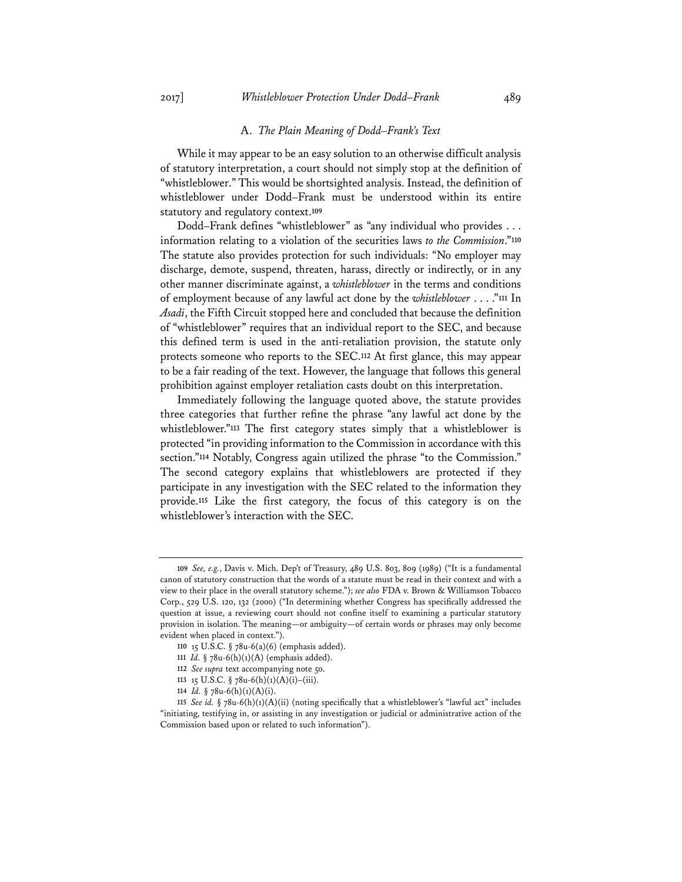### A. *The Plain Meaning of Dodd–Frank's Text*

While it may appear to be an easy solution to an otherwise difficult analysis of statutory interpretation, a court should not simply stop at the definition of "whistleblower." This would be shortsighted analysis. Instead, the definition of whistleblower under Dodd–Frank must be understood within its entire statutory and regulatory context.[109]

Dodd–Frank defines "whistleblower" as "any individual who provides . . . information relating to a violation of the securities laws *to the Commission*."[110] The statute also provides protection for such individuals: "No employer may discharge, demote, suspend, threaten, harass, directly or indirectly, or in any other manner discriminate against, a *whistleblower* in the terms and conditions of employment because of any lawful act done by the *whistleblower* . . . ."[111] In *Asadi*, the Fifth Circuit stopped here and concluded that because the definition of "whistleblower" requires that an individual report to the SEC, and because this defined term is used in the anti-retaliation provision, the statute only protects someone who reports to the SEC.[112] At first glance, this may appear to be a fair reading of the text. However, the language that follows this general prohibition against employer retaliation casts doubt on this interpretation.

Immediately following the language quoted above, the statute provides three categories that further refine the phrase "any lawful act done by the whistleblower."[113] The first category states simply that a whistleblower is protected "in providing information to the Commission in accordance with this section."[114] Notably, Congress again utilized the phrase "to the Commission." The second category explains that whistleblowers are protected if they participate in any investigation with the SEC related to the information they provide.[115] Like the first category, the focus of this category is on the whistleblower's interaction with the SEC.

---

[109] *See, e.g.*, Davis v. Mich. Dep't of Treasury, 489 U.S. 803, 809 (1989) ("It is a fundamental canon of statutory construction that the words of a statute must be read in their context and with a view to their place in the overall statutory scheme."); *see also* FDA v. Brown & Williamson Tobacco Corp., 529 U.S. 120, 132 (2000) ("In determining whether Congress has specifically addressed the question at issue, a reviewing court should not confine itself to examining a particular statutory provision in isolation. The meaning—or ambiguity—of certain words or phrases may only become evident when placed in context.").

[110] 15 U.S.C. § 78u-6(a)(6) (emphasis added).

[111] *Id.* § 78u-6(h)(1)(A) (emphasis added).

[112] *See supra* text accompanying note 50.

[113] 15 U.S.C. § 78u-6(h)(1)(A)(i)–(iii).

[114] *Id.* § 78u-6(h)(1)(A)(i).

[115] *See id.* § 78u-6(h)(1)(A)(ii) (noting specifically that a whistleblower's "lawful act" includes "initiating, testifying in, or assisting in any investigation or judicial or administrative action of the Commission based upon or related to such information").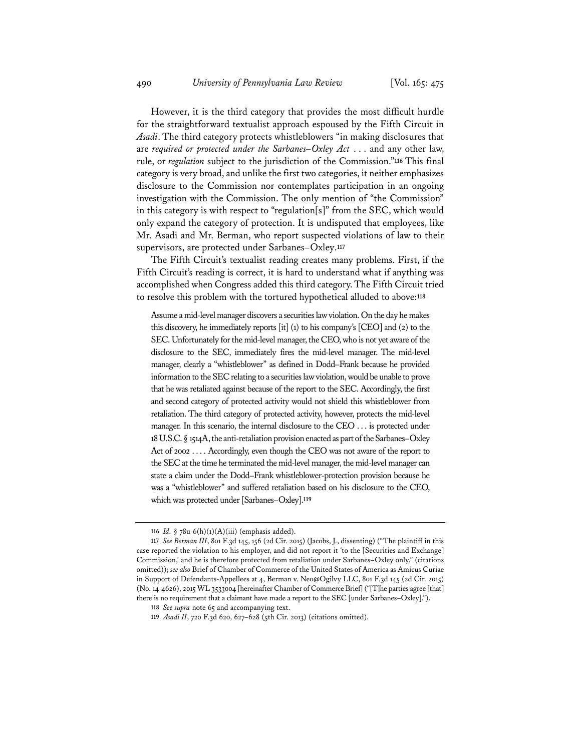However, it is the third category that provides the most difficult hurdle for the straightforward textualist approach espoused by the Fifth Circuit in *Asadi*. The third category protects whistleblowers "in making disclosures that are *required or protected under the Sarbanes–Oxley Act* . . . and any other law, rule, or *regulation* subject to the jurisdiction of the Commission."[116] This final category is very broad, and unlike the first two categories, it neither emphasizes disclosure to the Commission nor contemplates participation in an ongoing investigation with the Commission. The only mention of "the Commission" in this category is with respect to "regulation[s]" from the SEC, which would only expand the category of protection. It is undisputed that employees, like Mr. Asadi and Mr. Berman, who report suspected violations of law to their supervisors, are protected under Sarbanes–Oxley.[117]

The Fifth Circuit's textualist reading creates many problems. First, if the Fifth Circuit's reading is correct, it is hard to understand what if anything was accomplished when Congress added this third category. The Fifth Circuit tried to resolve this problem with the tortured hypothetical alluded to above:[118]

> Assume a mid-level manager discovers a securities law violation. On the day he makes this discovery, he immediately reports [it] (1) to his company's [CEO] and (2) to the SEC. Unfortunately for the mid-level manager, the CEO, who is not yet aware of the disclosure to the SEC, immediately fires the mid-level manager. The mid-level manager, clearly a "whistleblower" as defined in Dodd–Frank because he provided information to the SEC relating to a securities law violation, would be unable to prove that he was retaliated against because of the report to the SEC. Accordingly, the first and second category of protected activity would not shield this whistleblower from retaliation. The third category of protected activity, however, protects the mid-level manager. In this scenario, the internal disclosure to the CEO . . . is protected under 18 U.S.C. § 1514A, the anti-retaliation provision enacted as part of the Sarbanes–Oxley Act of 2002 . . . . Accordingly, even though the CEO was not aware of the report to the SEC at the time he terminated the mid-level manager, the mid-level manager can state a claim under the Dodd–Frank whistleblower-protection provision because he was a "whistleblower" and suffered retaliation based on his disclosure to the CEO, which was protected under [Sarbanes–Oxley].[119]

---

[116] *Id.* § 78u-6(h)(1)(A)(iii) (emphasis added).

[117] *See Berman III*, 801 F.3d 145, 156 (2d Cir. 2015) (Jacobs, J., dissenting) ("The plaintiff in this case reported the violation to his employer, and did not report it 'to the [Securities and Exchange] Commission,' and he is therefore protected from retaliation under Sarbanes–Oxley only." (citations omitted)); *see also* Brief of Chamber of Commerce of the United States of America as Amicus Curiae in Support of Defendants-Appellees at 4, Berman v. Neo@Ogilvy LLC, 801 F.3d 145 (2d Cir. 2015) (No. 14-4626), 2015 WL 3533004 [hereinafter Chamber of Commerce Brief] ("[T]he parties agree [that] there is no requirement that a claimant have made a report to the SEC [under Sarbanes–Oxley].").

[118] *See supra* note 65 and accompanying text.

[119] *Asadi II*, 720 F.3d 620, 627–628 (5th Cir. 2013) (citations omitted).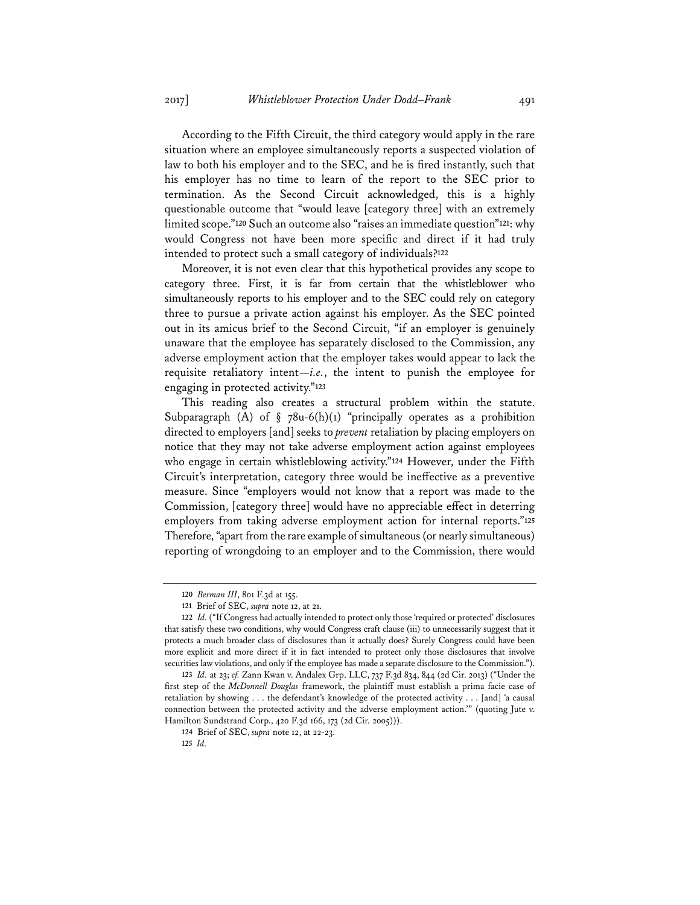According to the Fifth Circuit, the third category would apply in the rare situation where an employee simultaneously reports a suspected violation of law to both his employer and to the SEC, and he is fired instantly, such that his employer has no time to learn of the report to the SEC prior to termination. As the Second Circuit acknowledged, this is a highly questionable outcome that "would leave [category three] with an extremely limited scope."[120] Such an outcome also "raises an immediate question"[121]: why would Congress not have been more specific and direct if it had truly intended to protect such a small category of individuals?[122]

Moreover, it is not even clear that this hypothetical provides any scope to category three. First, it is far from certain that the whistleblower who simultaneously reports to his employer and to the SEC could rely on category three to pursue a private action against his employer. As the SEC pointed out in its amicus brief to the Second Circuit, "if an employer is genuinely unaware that the employee has separately disclosed to the Commission, any adverse employment action that the employer takes would appear to lack the requisite retaliatory intent—*i.e.*, the intent to punish the employee for engaging in protected activity."[123]

This reading also creates a structural problem within the statute. Subparagraph (A) of § 78u-6(h)(1) "principally operates as a prohibition directed to employers [and] seeks to *prevent* retaliation by placing employers on notice that they may not take adverse employment action against employees who engage in certain whistleblowing activity."[124] However, under the Fifth Circuit's interpretation, category three would be ineffective as a preventive measure. Since "employers would not know that a report was made to the Commission, [category three] would have no appreciable effect in deterring employers from taking adverse employment action for internal reports."[125] Therefore, "apart from the rare example of simultaneous (or nearly simultaneous) reporting of wrongdoing to an employer and to the Commission, there would

---

120 *Berman III*, 801 F.3d at 155.

121 Brief of SEC, *supra* note 12, at 21.

122 *Id.* ("If Congress had actually intended to protect only those 'required or protected' disclosures that satisfy these two conditions, why would Congress craft clause (iii) to unnecessarily suggest that it protects a much broader class of disclosures than it actually does? Surely Congress could have been more explicit and more direct if it in fact intended to protect only those disclosures that involve securities law violations, and only if the employee has made a separate disclosure to the Commission.").

123 *Id.* at 23; *cf.* Zann Kwan v. Andalex Grp. LLC, 737 F.3d 834, 844 (2d Cir. 2013) ("Under the first step of the *McDonnell Douglas* framework, the plaintiff must establish a prima facie case of retaliation by showing . . . the defendant's knowledge of the protected activity . . . [and] 'a causal connection between the protected activity and the adverse employment action.'" (quoting Jute v. Hamilton Sundstrand Corp., 420 F.3d 166, 173 (2d Cir. 2005))).

124 Brief of SEC, *supra* note 12, at 22-23.

125 *Id.*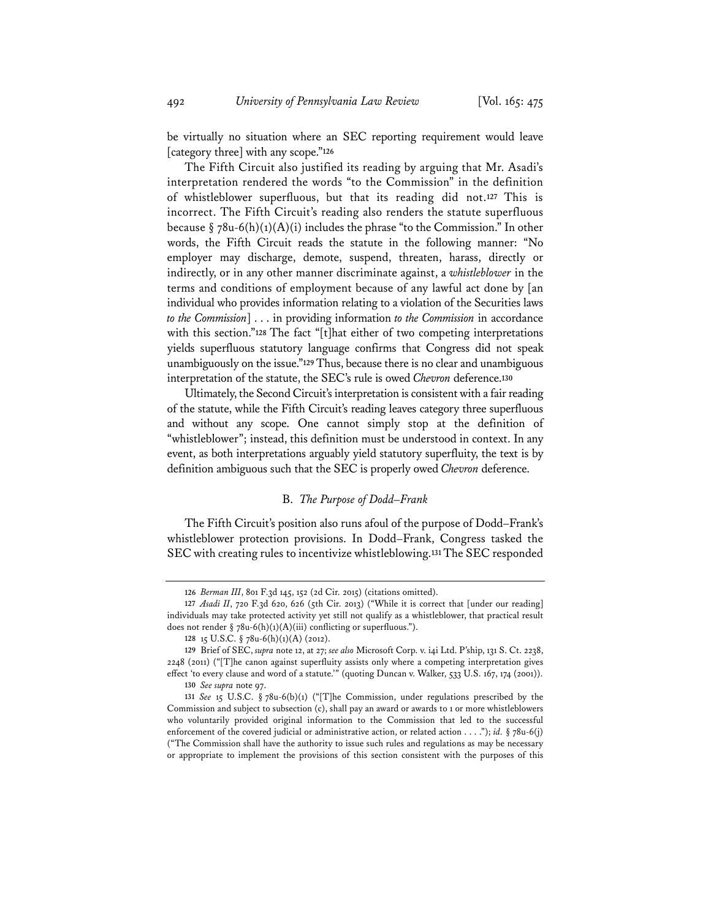be virtually no situation where an SEC reporting requirement would leave [category three] with any scope."[126]

The Fifth Circuit also justified its reading by arguing that Mr. Asadi's interpretation rendered the words "to the Commission" in the definition of whistleblower superfluous, but that its reading did not.[127] This is incorrect. The Fifth Circuit's reading also renders the statute superfluous because § 78u-6(h)(1)(A)(i) includes the phrase "to the Commission." In other words, the Fifth Circuit reads the statute in the following manner: "No employer may discharge, demote, suspend, threaten, harass, directly or indirectly, or in any other manner discriminate against, a *whistleblower* in the terms and conditions of employment because of any lawful act done by [an individual who provides information relating to a violation of the Securities laws *to the Commission*] . . . in providing information *to the Commission* in accordance with this section."[128] The fact "[t]hat either of two competing interpretations yields superfluous statutory language confirms that Congress did not speak unambiguously on the issue."[129] Thus, because there is no clear and unambiguous interpretation of the statute, the SEC's rule is owed *Chevron* deference.[130]

Ultimately, the Second Circuit's interpretation is consistent with a fair reading of the statute, while the Fifth Circuit's reading leaves category three superfluous and without any scope. One cannot simply stop at the definition of "whistleblower"; instead, this definition must be understood in context. In any event, as both interpretations arguably yield statutory superfluity, the text is by definition ambiguous such that the SEC is properly owed *Chevron* deference.

### B. *The Purpose of Dodd–Frank*

The Fifth Circuit's position also runs afoul of the purpose of Dodd–Frank's whistleblower protection provisions. In Dodd–Frank, Congress tasked the SEC with creating rules to incentivize whistleblowing.[131] The SEC responded

---

126 *Berman III*, 801 F.3d 145, 152 (2d Cir. 2015) (citations omitted).

127 *Asadi II*, 720 F.3d 620, 626 (5th Cir. 2013) ("While it is correct that [under our reading] individuals may take protected activity yet still not qualify as a whistleblower, that practical result does not render § 78u-6(h)(1)(A)(iii) conflicting or superfluous.").

128 15 U.S.C. § 78u-6(h)(1)(A) (2012).

129 Brief of SEC, *supra* note 12, at 27; *see also* Microsoft Corp. v. i4i Ltd. P'ship, 131 S. Ct. 2238, 2248 (2011) ("[T]he canon against superfluity assists only where a competing interpretation gives effect 'to every clause and word of a statute.'" (quoting Duncan v. Walker, 533 U.S. 167, 174 (2001)).

130 *See supra* note 97.

131 *See* 15 U.S.C. § 78u-6(b)(1) ("[T]he Commission, under regulations prescribed by the Commission and subject to subsection (c), shall pay an award or awards to 1 or more whistleblowers who voluntarily provided original information to the Commission that led to the successful enforcement of the covered judicial or administrative action, or related action . . . ."); *id.* § 78u-6(j) ("The Commission shall have the authority to issue such rules and regulations as may be necessary or appropriate to implement the provisions of this section consistent with the purposes of this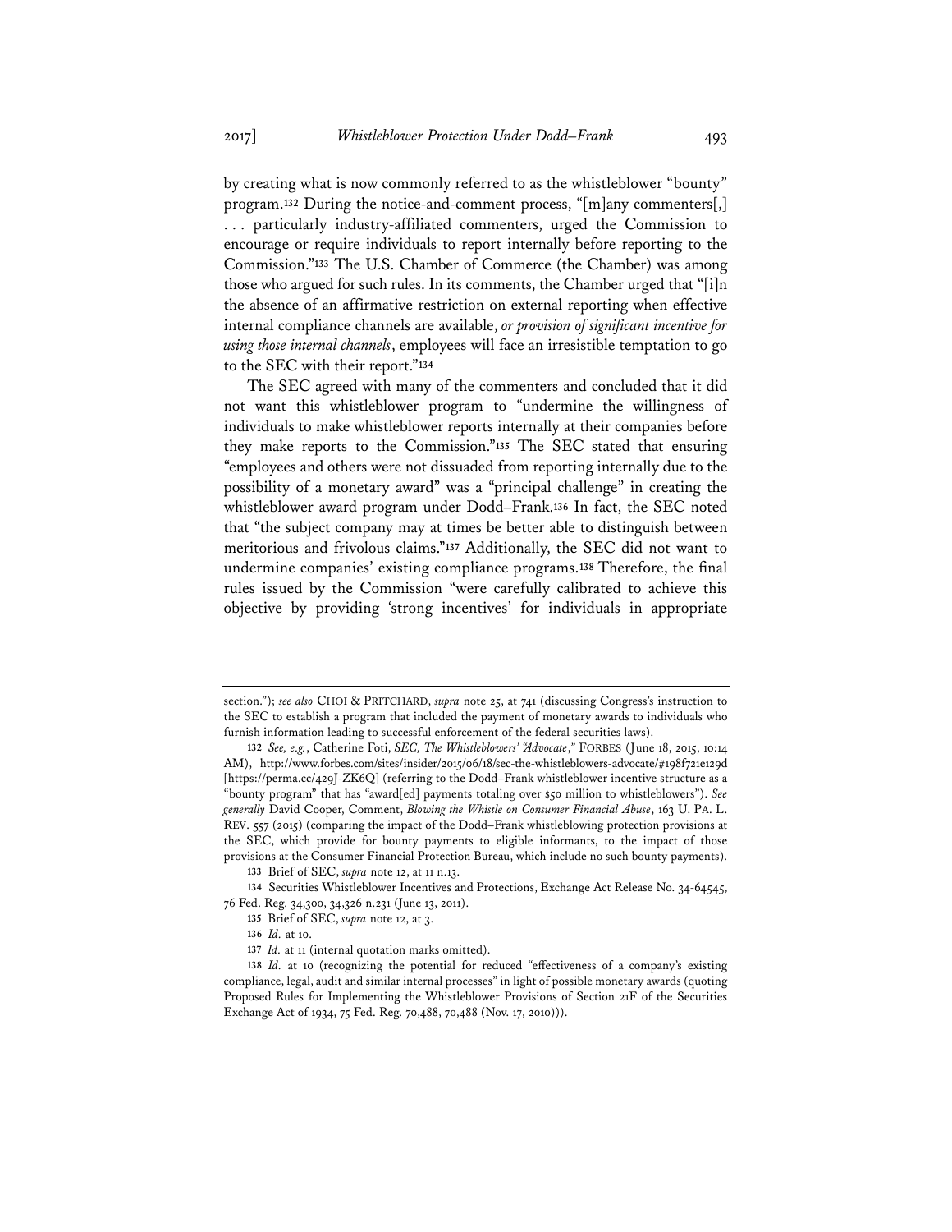by creating what is now commonly referred to as the whistleblower "bounty" program.[132] During the notice-and-comment process, "[m]any commenters[,] . . . particularly industry-affiliated commenters, urged the Commission to encourage or require individuals to report internally before reporting to the Commission."[133] The U.S. Chamber of Commerce (the Chamber) was among those who argued for such rules. In its comments, the Chamber urged that "[i]n the absence of an affirmative restriction on external reporting when effective internal compliance channels are available, *or provision of significant incentive for using those internal channels*, employees will face an irresistible temptation to go to the SEC with their report."[134]

The SEC agreed with many of the commenters and concluded that it did not want this whistleblower program to "undermine the willingness of individuals to make whistleblower reports internally at their companies before they make reports to the Commission."[135] The SEC stated that ensuring "employees and others were not dissuaded from reporting internally due to the possibility of a monetary award" was a "principal challenge" in creating the whistleblower award program under Dodd–Frank.[136] In fact, the SEC noted that "the subject company may at times be better able to distinguish between meritorious and frivolous claims."[137] Additionally, the SEC did not want to undermine companies' existing compliance programs.[138] Therefore, the final rules issued by the Commission "were carefully calibrated to achieve this objective by providing 'strong incentives' for individuals in appropriate

---

section."); *see also* CHOI & PRITCHARD, *supra* note 25, at 741 (discussing Congress's instruction to the SEC to establish a program that included the payment of monetary awards to individuals who furnish information leading to successful enforcement of the federal securities laws).

132 *See, e.g.*, Catherine Foti, *SEC, The Whistleblowers' "Advocate*,*"* FORBES (June 18, 2015, 10:14 AM), http://www.forbes.com/sites/insider/2015/06/18/sec-the-whistleblowers-advocate/#198f721e129d [https://perma.cc/429J-ZK6Q] (referring to the Dodd–Frank whistleblower incentive structure as a "bounty program" that has "award[ed] payments totaling over $50 million to whistleblowers"). *See generally* David Cooper, Comment, *Blowing the Whistle on Consumer Financial Abuse*, 163 U. PA. L. REV. 557 (2015) (comparing the impact of the Dodd–Frank whistleblowing protection provisions at the SEC, which provide for bounty payments to eligible informants, to the impact of those provisions at the Consumer Financial Protection Bureau, which include no such bounty payments).

133 Brief of SEC, *supra* note 12, at 11 n.13.

134 Securities Whistleblower Incentives and Protections, Exchange Act Release No. 34-64545, 76 Fed. Reg. 34,300, 34,326 n.231 (June 13, 2011).

135 Brief of SEC, *supra* note 12, at 3.

136 *Id.* at 10.

137 *Id.* at 11 (internal quotation marks omitted).

138 *Id.* at 10 (recognizing the potential for reduced "effectiveness of a company's existing compliance, legal, audit and similar internal processes" in light of possible monetary awards (quoting Proposed Rules for Implementing the Whistleblower Provisions of Section 21F of the Securities Exchange Act of 1934, 75 Fed. Reg. 70,488, 70,488 (Nov. 17, 2010))).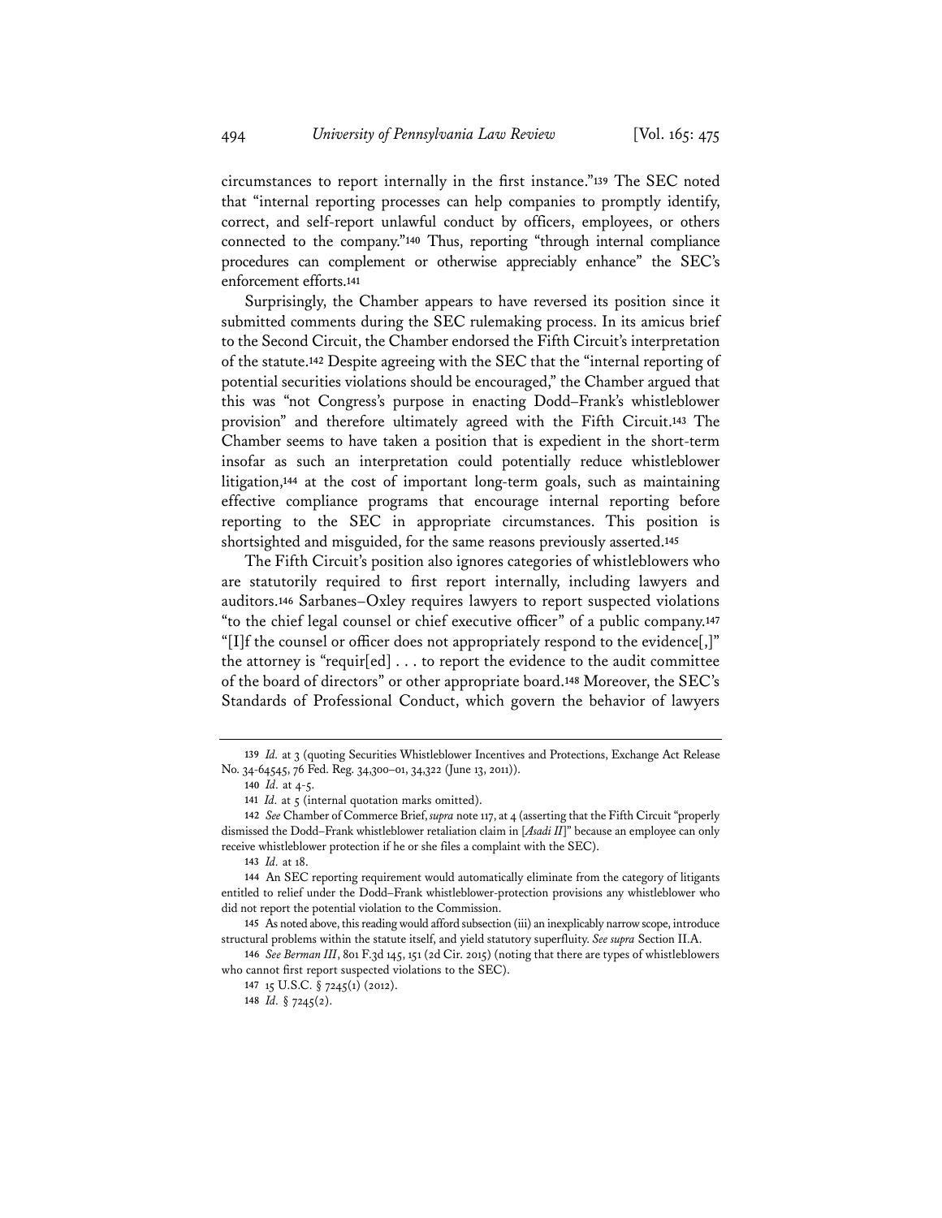circumstances to report internally in the first instance."[139] The SEC noted that "internal reporting processes can help companies to promptly identify, correct, and self-report unlawful conduct by officers, employees, or others connected to the company."[140] Thus, reporting "through internal compliance procedures can complement or otherwise appreciably enhance" the SEC's enforcement efforts.[141]

Surprisingly, the Chamber appears to have reversed its position since it submitted comments during the SEC rulemaking process. In its amicus brief to the Second Circuit, the Chamber endorsed the Fifth Circuit's interpretation of the statute.[142] Despite agreeing with the SEC that the "internal reporting of potential securities violations should be encouraged," the Chamber argued that this was "not Congress's purpose in enacting Dodd–Frank's whistleblower provision" and therefore ultimately agreed with the Fifth Circuit.[143] The Chamber seems to have taken a position that is expedient in the short-term insofar as such an interpretation could potentially reduce whistleblower litigation,[144] at the cost of important long-term goals, such as maintaining effective compliance programs that encourage internal reporting before reporting to the SEC in appropriate circumstances. This position is shortsighted and misguided, for the same reasons previously asserted.[145]

The Fifth Circuit's position also ignores categories of whistleblowers who are statutorily required to first report internally, including lawyers and auditors.[146] Sarbanes–Oxley requires lawyers to report suspected violations "to the chief legal counsel or chief executive officer" of a public company.[147] "[I]f the counsel or officer does not appropriately respond to the evidence[,]" the attorney is "requir[ed] . . . to report the evidence to the audit committee of the board of directors" or other appropriate board.[148] Moreover, the SEC's Standards of Professional Conduct, which govern the behavior of lawyers

---

139 *Id.* at 3 (quoting Securities Whistleblower Incentives and Protections, Exchange Act Release No. 34-64545, 76 Fed. Reg. 34,300–01, 34,322 (June 13, 2011)).

140 *Id.* at 4-5.

141 *Id.* at 5 (internal quotation marks omitted).

142 *See* Chamber of Commerce Brief, *supra* note 117, at 4 (asserting that the Fifth Circuit "properly dismissed the Dodd–Frank whistleblower retaliation claim in [*Asadi II*]" because an employee can only receive whistleblower protection if he or she files a complaint with the SEC).

143 *Id.* at 18.

144 An SEC reporting requirement would automatically eliminate from the category of litigants entitled to relief under the Dodd–Frank whistleblower-protection provisions any whistleblower who did not report the potential violation to the Commission.

145 As noted above, this reading would afford subsection (iii) an inexplicably narrow scope, introduce structural problems within the statute itself, and yield statutory superfluity. *See supra* Section II.A.

146 *See Berman III*, 801 F.3d 145, 151 (2d Cir. 2015) (noting that there are types of whistleblowers who cannot first report suspected violations to the SEC).

147 15 U.S.C. § 7245(1) (2012).

148 *Id.* § 7245(2).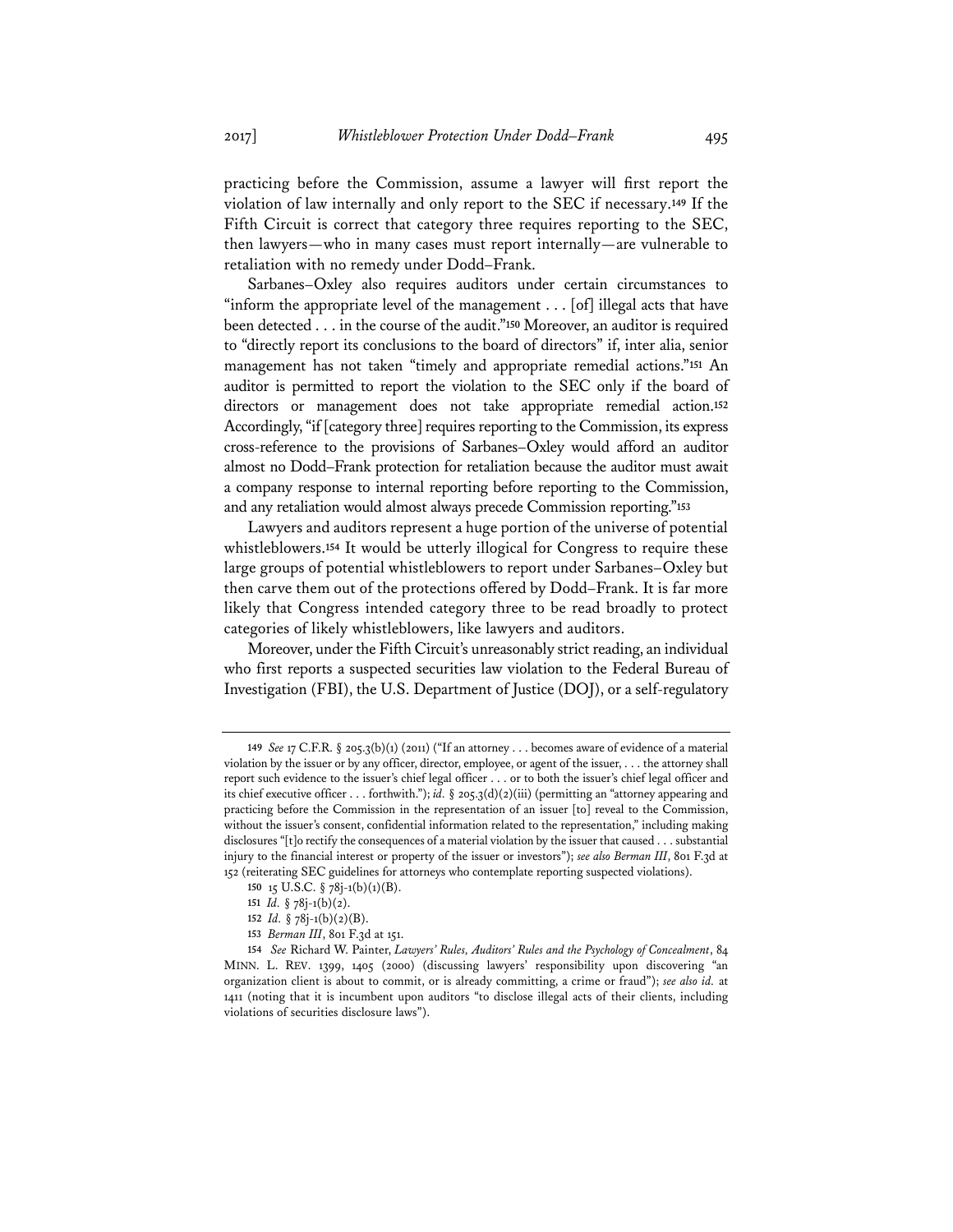practicing before the Commission, assume a lawyer will first report the violation of law internally and only report to the SEC if necessary.[149] If the Fifth Circuit is correct that category three requires reporting to the SEC, then lawyers—who in many cases must report internally—are vulnerable to retaliation with no remedy under Dodd–Frank.

Sarbanes–Oxley also requires auditors under certain circumstances to "inform the appropriate level of the management . . . [of] illegal acts that have been detected . . . in the course of the audit."[150] Moreover, an auditor is required to "directly report its conclusions to the board of directors" if, inter alia, senior management has not taken "timely and appropriate remedial actions."[151] An auditor is permitted to report the violation to the SEC only if the board of directors or management does not take appropriate remedial action.[152] Accordingly, "if [category three] requires reporting to the Commission, its express cross-reference to the provisions of Sarbanes–Oxley would afford an auditor almost no Dodd–Frank protection for retaliation because the auditor must await a company response to internal reporting before reporting to the Commission, and any retaliation would almost always precede Commission reporting."[153]

Lawyers and auditors represent a huge portion of the universe of potential whistleblowers.[154] It would be utterly illogical for Congress to require these large groups of potential whistleblowers to report under Sarbanes–Oxley but then carve them out of the protections offered by Dodd–Frank. It is far more likely that Congress intended category three to be read broadly to protect categories of likely whistleblowers, like lawyers and auditors.

Moreover, under the Fifth Circuit's unreasonably strict reading, an individual who first reports a suspected securities law violation to the Federal Bureau of Investigation (FBI), the U.S. Department of Justice (DOJ), or a self-regulatory

---

149 *See* 17 C.F.R. § 205.3(b)(1) (2011) ("If an attorney . . . becomes aware of evidence of a material violation by the issuer or by any officer, director, employee, or agent of the issuer, . . . the attorney shall report such evidence to the issuer's chief legal officer . . . or to both the issuer's chief legal officer and its chief executive officer . . . forthwith."); *id.* § 205.3(d)(2)(iii) (permitting an "attorney appearing and practicing before the Commission in the representation of an issuer [to] reveal to the Commission, without the issuer's consent, confidential information related to the representation," including making disclosures "[t]o rectify the consequences of a material violation by the issuer that caused . . . substantial injury to the financial interest or property of the issuer or investors"); *see also Berman III*, 801 F.3d at 152 (reiterating SEC guidelines for attorneys who contemplate reporting suspected violations).

150 15 U.S.C. § 78j-1(b)(1)(B).

151 *Id.* § 78j-1(b)(2).

152 *Id.* § 78j-1(b)(2)(B).

153 *Berman III*, 801 F.3d at 151.

154 *See* Richard W. Painter, *Lawyers' Rules, Auditors' Rules and the Psychology of Concealment*, 84 MINN. L. REV. 1399, 1405 (2000) (discussing lawyers' responsibility upon discovering "an organization client is about to commit, or is already committing, a crime or fraud"); *see also id.* at 1411 (noting that it is incumbent upon auditors "to disclose illegal acts of their clients, including violations of securities disclosure laws").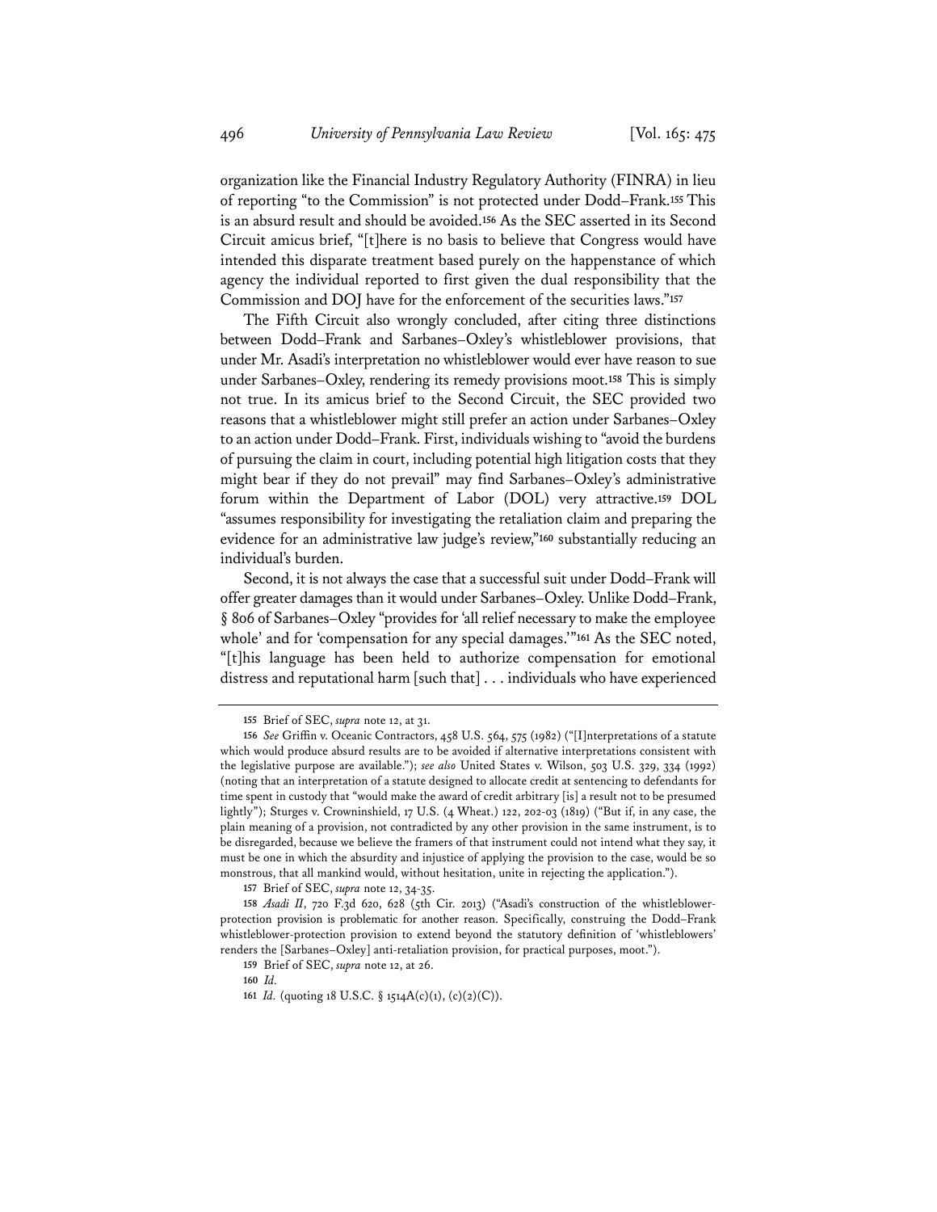organization like the Financial Industry Regulatory Authority (FINRA) in lieu of reporting "to the Commission" is not protected under Dodd–Frank.[155] This is an absurd result and should be avoided.[156] As the SEC asserted in its Second Circuit amicus brief, "[t]here is no basis to believe that Congress would have intended this disparate treatment based purely on the happenstance of which agency the individual reported to first given the dual responsibility that the Commission and DOJ have for the enforcement of the securities laws."[157]

The Fifth Circuit also wrongly concluded, after citing three distinctions between Dodd–Frank and Sarbanes–Oxley's whistleblower provisions, that under Mr. Asadi's interpretation no whistleblower would ever have reason to sue under Sarbanes–Oxley, rendering its remedy provisions moot.[158] This is simply not true. In its amicus brief to the Second Circuit, the SEC provided two reasons that a whistleblower might still prefer an action under Sarbanes–Oxley to an action under Dodd–Frank. First, individuals wishing to "avoid the burdens of pursuing the claim in court, including potential high litigation costs that they might bear if they do not prevail" may find Sarbanes–Oxley's administrative forum within the Department of Labor (DOL) very attractive.[159] DOL "assumes responsibility for investigating the retaliation claim and preparing the evidence for an administrative law judge's review,"[160] substantially reducing an individual's burden.

Second, it is not always the case that a successful suit under Dodd–Frank will offer greater damages than it would under Sarbanes–Oxley. Unlike Dodd–Frank, § 806 of Sarbanes–Oxley "provides for 'all relief necessary to make the employee whole' and for 'compensation for any special damages.'"[161] As the SEC noted, "[t]his language has been held to authorize compensation for emotional distress and reputational harm [such that] . . . individuals who have experienced

---

155 Brief of SEC, *supra* note 12, at 31.

156 *See* Griffin v. Oceanic Contractors, 458 U.S. 564, 575 (1982) ("[I]nterpretations of a statute which would produce absurd results are to be avoided if alternative interpretations consistent with the legislative purpose are available."); *see also* United States v. Wilson, 503 U.S. 329, 334 (1992) (noting that an interpretation of a statute designed to allocate credit at sentencing to defendants for time spent in custody that "would make the award of credit arbitrary [is] a result not to be presumed lightly"); Sturges v. Crowninshield, 17 U.S. (4 Wheat.) 122, 202-03 (1819) ("But if, in any case, the plain meaning of a provision, not contradicted by any other provision in the same instrument, is to be disregarded, because we believe the framers of that instrument could not intend what they say, it must be one in which the absurdity and injustice of applying the provision to the case, would be so monstrous, that all mankind would, without hesitation, unite in rejecting the application.").

157 Brief of SEC, *supra* note 12, at 34-35.

158 *Asadi II*, 720 F.3d 620, 628 (5th Cir. 2013) ("Asadi's construction of the whistleblower-protection provision is problematic for another reason. Specifically, construing the Dodd–Frank whistleblower-protection provision to extend beyond the statutory definition of 'whistleblowers' renders the [Sarbanes–Oxley] anti-retaliation provision, for practical purposes, moot.").

159 Brief of SEC, *supra* note 12, at 26.

160 *Id.*

161 *Id.* (quoting 18 U.S.C. § 1514A(c)(1), (c)(2)(C)).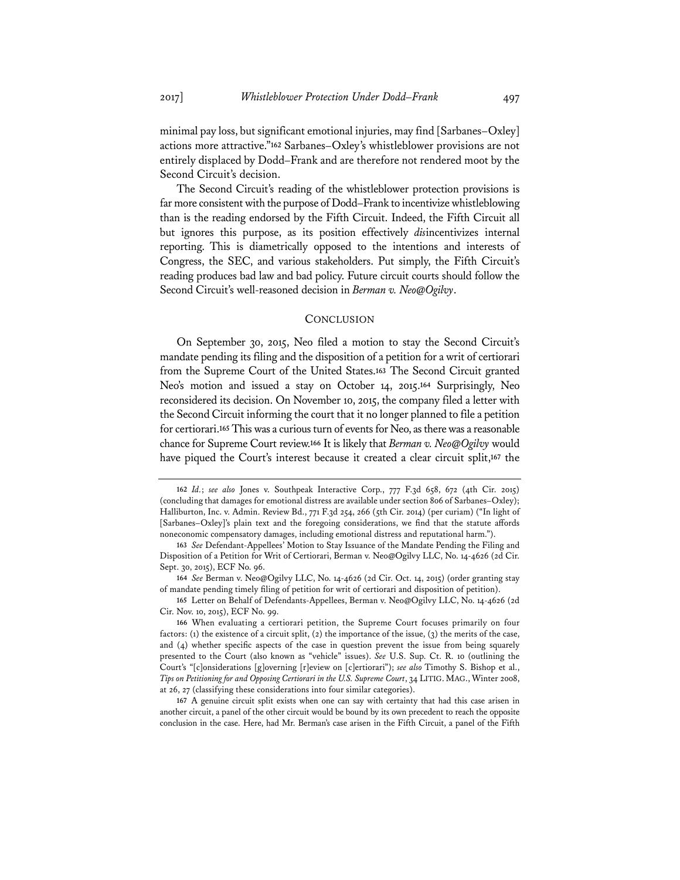minimal pay loss, but significant emotional injuries, may find [Sarbanes–Oxley] actions more attractive."[162] Sarbanes–Oxley's whistleblower provisions are not entirely displaced by Dodd–Frank and are therefore not rendered moot by the Second Circuit's decision.

The Second Circuit's reading of the whistleblower protection provisions is far more consistent with the purpose of Dodd–Frank to incentivize whistleblowing than is the reading endorsed by the Fifth Circuit. Indeed, the Fifth Circuit all but ignores this purpose, as its position effectively *dis*incentivizes internal reporting. This is diametrically opposed to the intentions and interests of Congress, the SEC, and various stakeholders. Put simply, the Fifth Circuit's reading produces bad law and bad policy. Future circuit courts should follow the Second Circuit's well-reasoned decision in *Berman v. Neo@Ogilvy*.

## CONCLUSION

On September 30, 2015, Neo filed a motion to stay the Second Circuit's mandate pending its filing and the disposition of a petition for a writ of certiorari from the Supreme Court of the United States.[163] The Second Circuit granted Neo's motion and issued a stay on October 14, 2015.[164] Surprisingly, Neo reconsidered its decision. On November 10, 2015, the company filed a letter with the Second Circuit informing the court that it no longer planned to file a petition for certiorari.[165] This was a curious turn of events for Neo, as there was a reasonable chance for Supreme Court review.[166] It is likely that *Berman v. Neo@Ogilvy* would have piqued the Court's interest because it created a clear circuit split,[167] the

---

162 *Id.*; *see also* Jones v. Southpeak Interactive Corp., 777 F.3d 658, 672 (4th Cir. 2015) (concluding that damages for emotional distress are available under section 806 of Sarbanes–Oxley); Halliburton, Inc. v. Admin. Review Bd., 771 F.3d 254, 266 (5th Cir. 2014) (per curiam) ("In light of [Sarbanes–Oxley]'s plain text and the foregoing considerations, we find that the statute affords noneconomic compensatory damages, including emotional distress and reputational harm.").

163 *See* Defendant-Appellees' Motion to Stay Issuance of the Mandate Pending the Filing and Disposition of a Petition for Writ of Certiorari, Berman v. Neo@Ogilvy LLC, No. 14-4626 (2d Cir. Sept. 30, 2015), ECF No. 96.

164 *See* Berman v. Neo@Ogilvy LLC, No. 14-4626 (2d Cir. Oct. 14, 2015) (order granting stay of mandate pending timely filing of petition for writ of certiorari and disposition of petition).

165 Letter on Behalf of Defendants-Appellees, Berman v. Neo@Ogilvy LLC, No. 14-4626 (2d Cir. Nov. 10, 2015), ECF No. 99.

166 When evaluating a certiorari petition, the Supreme Court focuses primarily on four factors: (1) the existence of a circuit split, (2) the importance of the issue, (3) the merits of the case, and (4) whether specific aspects of the case in question prevent the issue from being squarely presented to the Court (also known as "vehicle" issues). *See* U.S. Sup. Ct. R. 10 (outlining the Court's "[c]onsiderations [g]overning [r]eview on [c]ertiorari"); *see also* Timothy S. Bishop et al., *Tips on Petitioning for and Opposing Certiorari in the U.S. Supreme Court*, 34 LITIG. MAG., Winter 2008, at 26, 27 (classifying these considerations into four similar categories).

167 A genuine circuit split exists when one can say with certainty that had this case arisen in another circuit, a panel of the other circuit would be bound by its own precedent to reach the opposite conclusion in the case. Here, had Mr. Berman's case arisen in the Fifth Circuit, a panel of the Fifth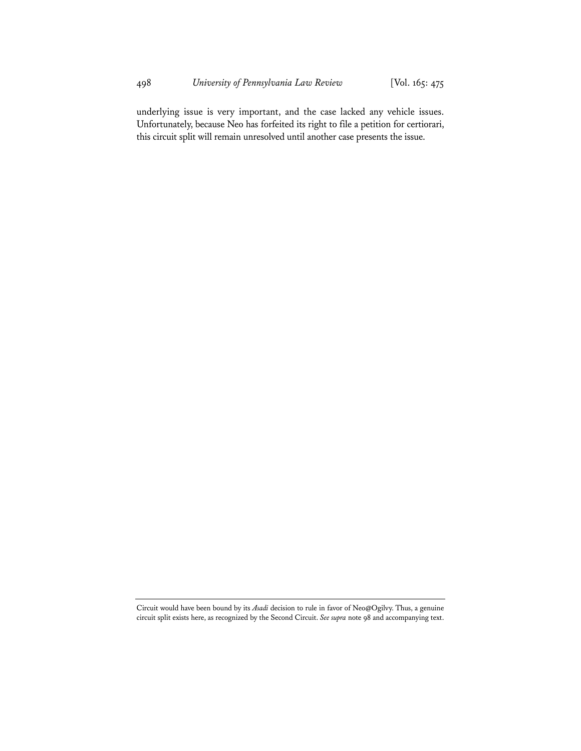underlying issue is very important, and the case lacked any vehicle issues. Unfortunately, because Neo has forfeited its right to file a petition for certiorari, this circuit split will remain unresolved until another case presents the issue.

---

Circuit would have been bound by its *Asadi* decision to rule in favor of Neo@Ogilvy. Thus, a genuine circuit split exists here, as recognized by the Second Circuit. *See supra* note 98 and accompanying text.